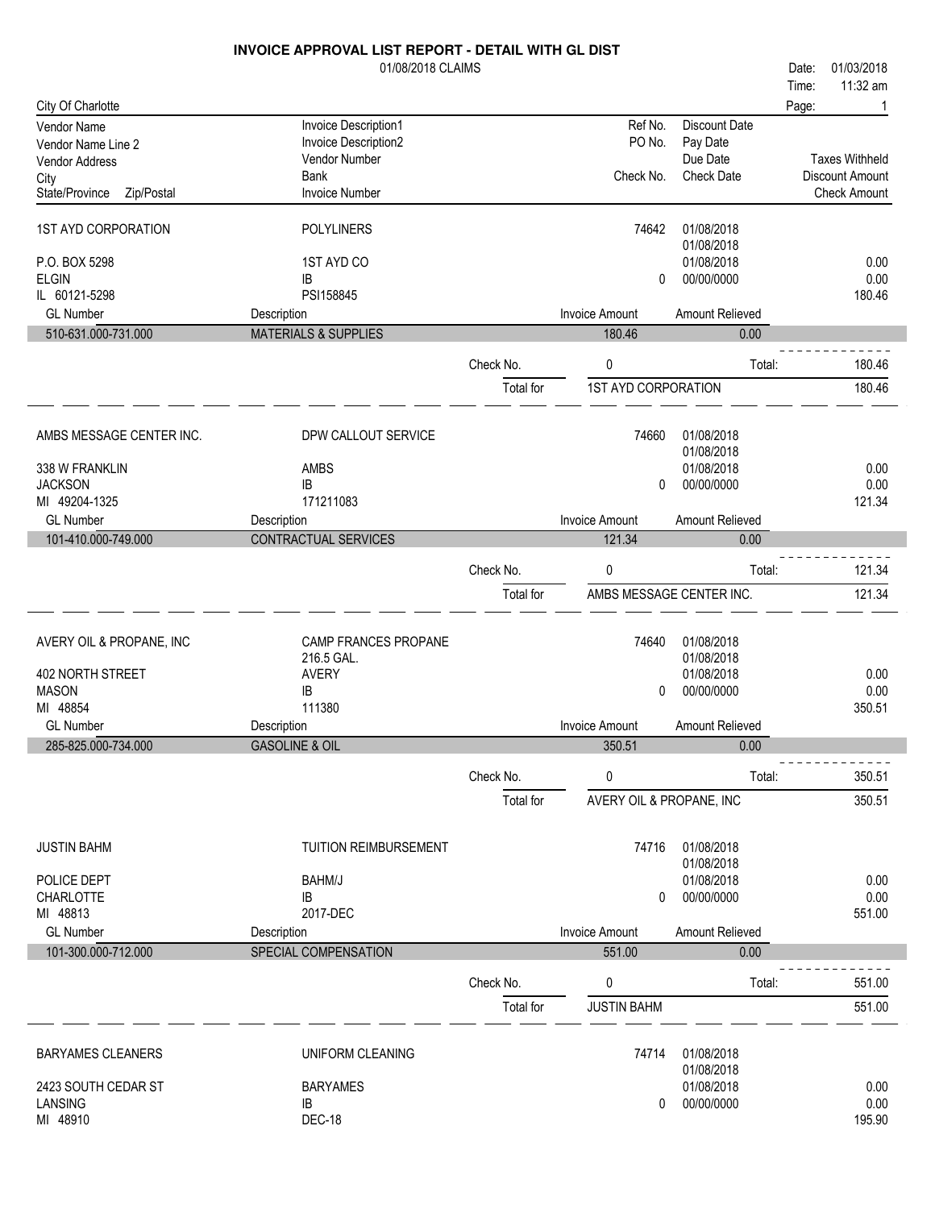# INVOICE APPROVAL LIST REPORT - DETAIL WITH GL DIST

01/08/2018 CLAIMS

Date: 01/03/2018
Time: 11:32 am

City Of Charlotte

| Vendor Name / Vendor Name Line 2 / Vendor Address / City / State/Province Zip/Postal | Invoice Description1 / Invoice Description2 / Vendor Number / Bank / Invoice Number | Ref No. / PO No. / Check No. | Discount Date / Pay Date / Due Date / Check Date | Taxes Withheld / Discount Amount / Check Amount |
|---|---|---|---|---|

**1ST AYD CORPORATION**
P.O. BOX 5298
ELGIN
IL 60121-5298

POLYLINERS
1ST AYD CO
IB
PSI158845

Ref No.: 74642 — Discount Date: 01/08/2018 — Pay Date: 01/08/2018 — Due Date: 01/08/2018 — Check No.: 0 — Check Date: 00/00/0000
Taxes Withheld: 0.00 — Discount Amount: 0.00 — Check Amount: 180.46

| GL Number | Description | Invoice Amount | Amount Relieved |
|---|---|---|---|
| 510-631.000-731.000 | MATERIALS & SUPPLIES | 180.46 | 0.00 |

Check No. 0 — Total: 180.46

Total for 1ST AYD CORPORATION: 180.46

---

**AMBS MESSAGE CENTER INC.**
338 W FRANKLIN
JACKSON
MI 49204-1325

DPW CALLOUT SERVICE
AMBS
IB
171211083

Ref No.: 74660 — Discount Date: 01/08/2018 — Pay Date: 01/08/2018 — Due Date: 01/08/2018 — Check No.: 0 — Check Date: 00/00/0000
Taxes Withheld: 0.00 — Discount Amount: 0.00 — Check Amount: 121.34

| GL Number | Description | Invoice Amount | Amount Relieved |
|---|---|---|---|
| 101-410.000-749.000 | CONTRACTUAL SERVICES | 121.34 | 0.00 |

Check No. 0 — Total: 121.34

Total for AMBS MESSAGE CENTER INC.: 121.34

---

**AVERY OIL & PROPANE, INC**
402 NORTH STREET
MASON
MI 48854

CAMP FRANCES PROPANE
216.5 GAL.
AVERY
IB
111380

Ref No.: 74640 — Discount Date: 01/08/2018 — Pay Date: 01/08/2018 — Due Date: 01/08/2018 — Check No.: 0 — Check Date: 00/00/0000
Taxes Withheld: 0.00 — Discount Amount: 0.00 — Check Amount: 350.51

| GL Number | Description | Invoice Amount | Amount Relieved |
|---|---|---|---|
| 285-825.000-734.000 | GASOLINE & OIL | 350.51 | 0.00 |

Check No. 0 — Total: 350.51

Total for AVERY OIL & PROPANE, INC: 350.51

---

**JUSTIN BAHM**
POLICE DEPT
CHARLOTTE
MI 48813

TUITION REIMBURSEMENT
BAHM/J
IB
2017-DEC

Ref No.: 74716 — Discount Date: 01/08/2018 — Pay Date: 01/08/2018 — Due Date: 01/08/2018 — Check No.: 0 — Check Date: 00/00/0000
Taxes Withheld: 0.00 — Discount Amount: 0.00 — Check Amount: 551.00

| GL Number | Description | Invoice Amount | Amount Relieved |
|---|---|---|---|
| 101-300.000-712.000 | SPECIAL COMPENSATION | 551.00 | 0.00 |

Check No. 0 — Total: 551.00

Total for JUSTIN BAHM: 551.00

---

**BARYAMES CLEANERS**
2423 SOUTH CEDAR ST
LANSING
MI 48910

UNIFORM CLEANING
BARYAMES
IB
DEC-18

Ref No.: 74714 — Discount Date: 01/08/2018 — Pay Date: 01/08/2018 — Due Date: 01/08/2018 — Check No.: 0 — Check Date: 00/00/0000
Taxes Withheld: 0.00 — Discount Amount: 0.00 — Check Amount: 195.90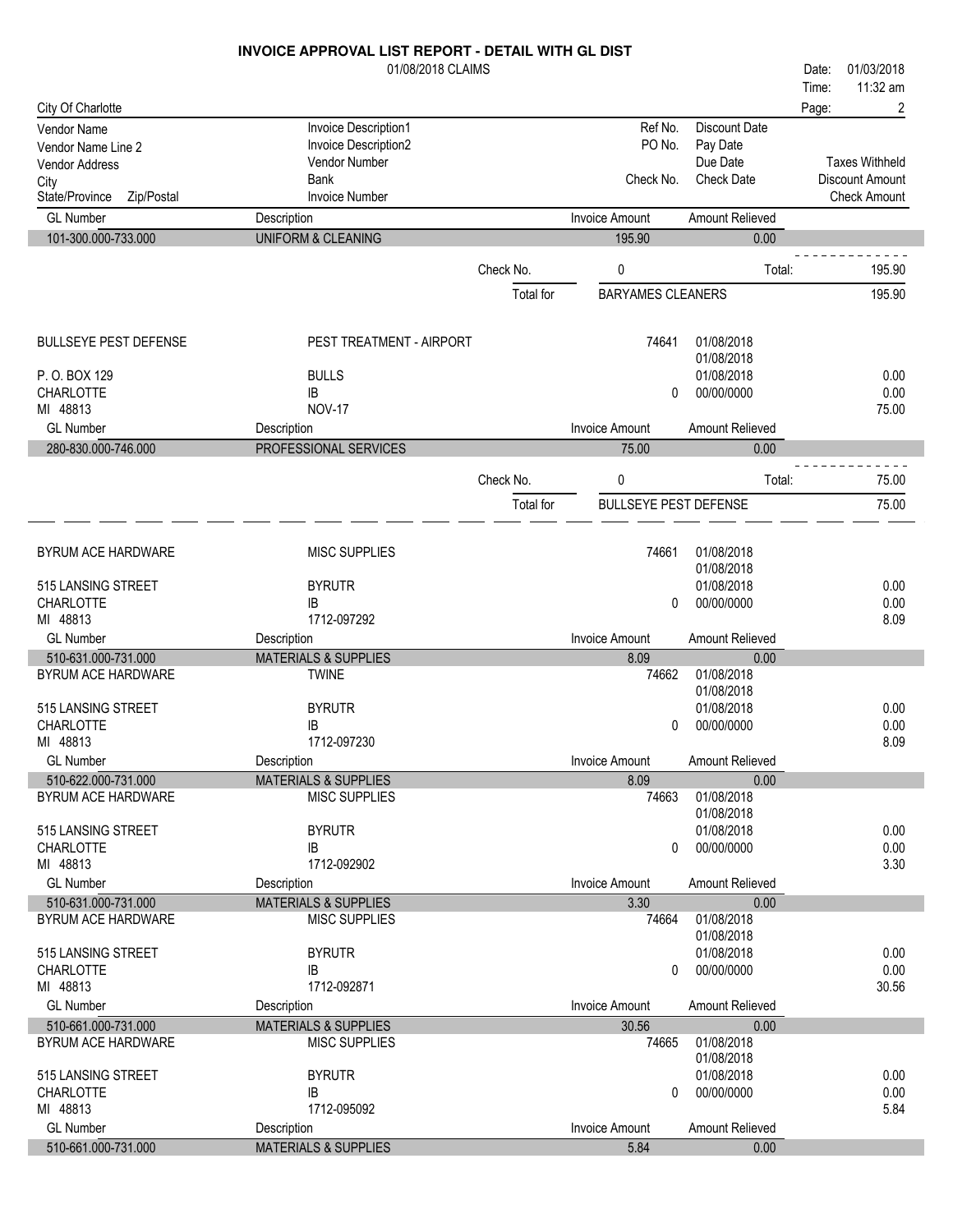# INVOICE APPROVAL LIST REPORT - DETAIL WITH GL DIST

01/08/2018 CLAIMS

Date: 01/03/2018
Time: 11:32 am

City Of Charlotte

| Vendor Name | Invoice Description1 | Ref No. | Discount Date | |
|---|---|---|---|---|
| Vendor Name Line 2 | Invoice Description2 | PO No. | Pay Date | |
| Vendor Address | Vendor Number | | Due Date | Taxes Withheld |
| City | Bank | Check No. | Check Date | Discount Amount |
| State/Province Zip/Postal | Invoice Number | | | Check Amount |

| GL Number | Description | Invoice Amount | Amount Relieved |
|---|---|---|---|
| 101-300.000-733.000 | UNIFORM & CLEANING | 195.90 | 0.00 |

Check No. 0 Total: 195.90

Total for BARYAMES CLEANERS 195.90

| BULLSEYE PEST DEFENSE | PEST TREATMENT - AIRPORT | 74641 | 01/08/2018 | |
|---|---|---|---|---|
| | | | 01/08/2018 | |
| P. O. BOX 129 | BULLS | | 01/08/2018 | 0.00 |
| CHARLOTTE | IB | 0 | 00/00/0000 | 0.00 |
| MI 48813 | NOV-17 | | | 75.00 |

| GL Number | Description | Invoice Amount | Amount Relieved |
|---|---|---|---|
| 280-830.000-746.000 | PROFESSIONAL SERVICES | 75.00 | 0.00 |

Check No. 0 Total: 75.00

Total for BULLSEYE PEST DEFENSE 75.00

| BYRUM ACE HARDWARE | MISC SUPPLIES | 74661 | 01/08/2018 | |
|---|---|---|---|---|
| | | | 01/08/2018 | |
| 515 LANSING STREET | BYRUTR | | 01/08/2018 | 0.00 |
| CHARLOTTE | IB | 0 | 00/00/0000 | 0.00 |
| MI 48813 | 1712-097292 | | | 8.09 |

| GL Number | Description | Invoice Amount | Amount Relieved |
|---|---|---|---|
| 510-631.000-731.000 | MATERIALS & SUPPLIES | 8.09 | 0.00 |

| BYRUM ACE HARDWARE | TWINE | 74662 | 01/08/2018 | |
|---|---|---|---|---|
| | | | 01/08/2018 | |
| 515 LANSING STREET | BYRUTR | | 01/08/2018 | 0.00 |
| CHARLOTTE | IB | 0 | 00/00/0000 | 0.00 |
| MI 48813 | 1712-097230 | | | 8.09 |

| GL Number | Description | Invoice Amount | Amount Relieved |
|---|---|---|---|
| 510-622.000-731.000 | MATERIALS & SUPPLIES | 8.09 | 0.00 |

| BYRUM ACE HARDWARE | MISC SUPPLIES | 74663 | 01/08/2018 | |
|---|---|---|---|---|
| | | | 01/08/2018 | |
| 515 LANSING STREET | BYRUTR | | 01/08/2018 | 0.00 |
| CHARLOTTE | IB | 0 | 00/00/0000 | 0.00 |
| MI 48813 | 1712-092902 | | | 3.30 |

| GL Number | Description | Invoice Amount | Amount Relieved |
|---|---|---|---|
| 510-631.000-731.000 | MATERIALS & SUPPLIES | 3.30 | 0.00 |

| BYRUM ACE HARDWARE | MISC SUPPLIES | 74664 | 01/08/2018 | |
|---|---|---|---|---|
| | | | 01/08/2018 | |
| 515 LANSING STREET | BYRUTR | | 01/08/2018 | 0.00 |
| CHARLOTTE | IB | 0 | 00/00/0000 | 0.00 |
| MI 48813 | 1712-092871 | | | 30.56 |

| GL Number | Description | Invoice Amount | Amount Relieved |
|---|---|---|---|
| 510-661.000-731.000 | MATERIALS & SUPPLIES | 30.56 | 0.00 |

| BYRUM ACE HARDWARE | MISC SUPPLIES | 74665 | 01/08/2018 | |
|---|---|---|---|---|
| | | | 01/08/2018 | |
| 515 LANSING STREET | BYRUTR | | 01/08/2018 | 0.00 |
| CHARLOTTE | IB | 0 | 00/00/0000 | 0.00 |
| MI 48813 | 1712-095092 | | | 5.84 |

| GL Number | Description | Invoice Amount | Amount Relieved |
|---|---|---|---|
| 510-661.000-731.000 | MATERIALS & SUPPLIES | 5.84 | 0.00 |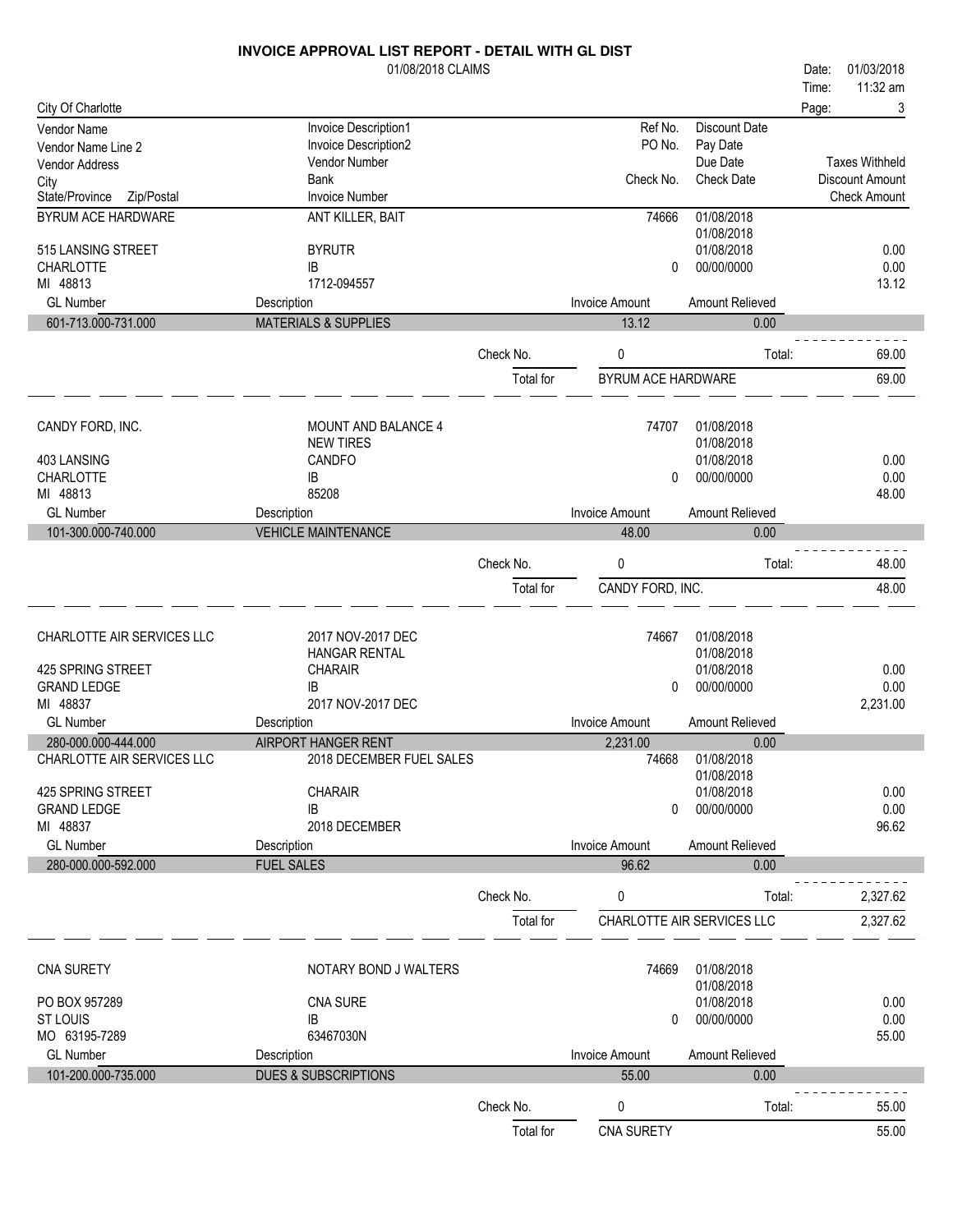# INVOICE APPROVAL LIST REPORT - DETAIL WITH GL DIST

01/08/2018 CLAIMS

Date: 01/03/2018
Time: 11:32 am

City Of Charlotte

| Vendor Name / Vendor Name Line 2 / Vendor Address / City / State/Province Zip/Postal | Invoice Description1 / Invoice Description2 / Vendor Number / Bank / Invoice Number | Ref No. / PO No. / Check No. | Discount Date / Pay Date / Due Date / Check Date | Taxes Withheld / Discount Amount / Check Amount |
|---|---|---|---|---|
| BYRUM ACE HARDWARE | ANT KILLER, BAIT | 74666 | 01/08/2018 | |
| | | | 01/08/2018 | |
| 515 LANSING STREET | BYRUTR | | 01/08/2018 | 0.00 |
| CHARLOTTE | IB | 0 | 00/00/0000 | 0.00 |
| MI 48813 | 1712-094557 | | | 13.12 |

| GL Number | Description | Invoice Amount | Amount Relieved |
|---|---|---|---|
| 601-713.000-731.000 | MATERIALS & SUPPLIES | 13.12 | 0.00 |

Check No. 0 Total: 69.00

Total for BYRUM ACE HARDWARE 69.00

| Vendor Name / Vendor Name Line 2 / Vendor Address / City / State/Province Zip/Postal | Invoice Description1 / Invoice Description2 / Vendor Number / Bank / Invoice Number | Ref No. / PO No. / Check No. | Discount Date / Pay Date / Due Date / Check Date | Taxes Withheld / Discount Amount / Check Amount |
|---|---|---|---|---|
| CANDY FORD, INC. | MOUNT AND BALANCE 4 | 74707 | 01/08/2018 | |
| | NEW TIRES | | 01/08/2018 | |
| 403 LANSING | CANDFO | | 01/08/2018 | 0.00 |
| CHARLOTTE | IB | 0 | 00/00/0000 | 0.00 |
| MI 48813 | 85208 | | | 48.00 |

| GL Number | Description | Invoice Amount | Amount Relieved |
|---|---|---|---|
| 101-300.000-740.000 | VEHICLE MAINTENANCE | 48.00 | 0.00 |

Check No. 0 Total: 48.00

Total for CANDY FORD, INC. 48.00

| Vendor Name / Vendor Name Line 2 / Vendor Address / City / State/Province Zip/Postal | Invoice Description1 / Invoice Description2 / Vendor Number / Bank / Invoice Number | Ref No. / PO No. / Check No. | Discount Date / Pay Date / Due Date / Check Date | Taxes Withheld / Discount Amount / Check Amount |
|---|---|---|---|---|
| CHARLOTTE AIR SERVICES LLC | 2017 NOV-2017 DEC | 74667 | 01/08/2018 | |
| | HANGAR RENTAL | | 01/08/2018 | |
| 425 SPRING STREET | CHARAIR | | 01/08/2018 | 0.00 |
| GRAND LEDGE | IB | 0 | 00/00/0000 | 0.00 |
| MI 48837 | 2017 NOV-2017 DEC | | | 2,231.00 |

| GL Number | Description | Invoice Amount | Amount Relieved |
|---|---|---|---|
| 280-000.000-444.000 | AIRPORT HANGER RENT | 2,231.00 | 0.00 |

| Vendor Name / Vendor Name Line 2 / Vendor Address / City / State/Province Zip/Postal | Invoice Description1 / Invoice Description2 / Vendor Number / Bank / Invoice Number | Ref No. / PO No. / Check No. | Discount Date / Pay Date / Due Date / Check Date | Taxes Withheld / Discount Amount / Check Amount |
|---|---|---|---|---|
| CHARLOTTE AIR SERVICES LLC | 2018 DECEMBER FUEL SALES | 74668 | 01/08/2018 | |
| | | | 01/08/2018 | |
| 425 SPRING STREET | CHARAIR | | 01/08/2018 | 0.00 |
| GRAND LEDGE | IB | 0 | 00/00/0000 | 0.00 |
| MI 48837 | 2018 DECEMBER | | | 96.62 |

| GL Number | Description | Invoice Amount | Amount Relieved |
|---|---|---|---|
| 280-000.000-592.000 | FUEL SALES | 96.62 | 0.00 |

Check No. 0 Total: 2,327.62

Total for CHARLOTTE AIR SERVICES LLC 2,327.62

| Vendor Name / Vendor Name Line 2 / Vendor Address / City / State/Province Zip/Postal | Invoice Description1 / Invoice Description2 / Vendor Number / Bank / Invoice Number | Ref No. / PO No. / Check No. | Discount Date / Pay Date / Due Date / Check Date | Taxes Withheld / Discount Amount / Check Amount |
|---|---|---|---|---|
| CNA SURETY | NOTARY BOND J WALTERS | 74669 | 01/08/2018 | |
| | | | 01/08/2018 | |
| PO BOX 957289 | CNA SURE | | 01/08/2018 | 0.00 |
| ST LOUIS | IB | 0 | 00/00/0000 | 0.00 |
| MO 63195-7289 | 63467030N | | | 55.00 |

| GL Number | Description | Invoice Amount | Amount Relieved |
|---|---|---|---|
| 101-200.000-735.000 | DUES & SUBSCRIPTIONS | 55.00 | 0.00 |

Check No. 0 Total: 55.00

Total for CNA SURETY 55.00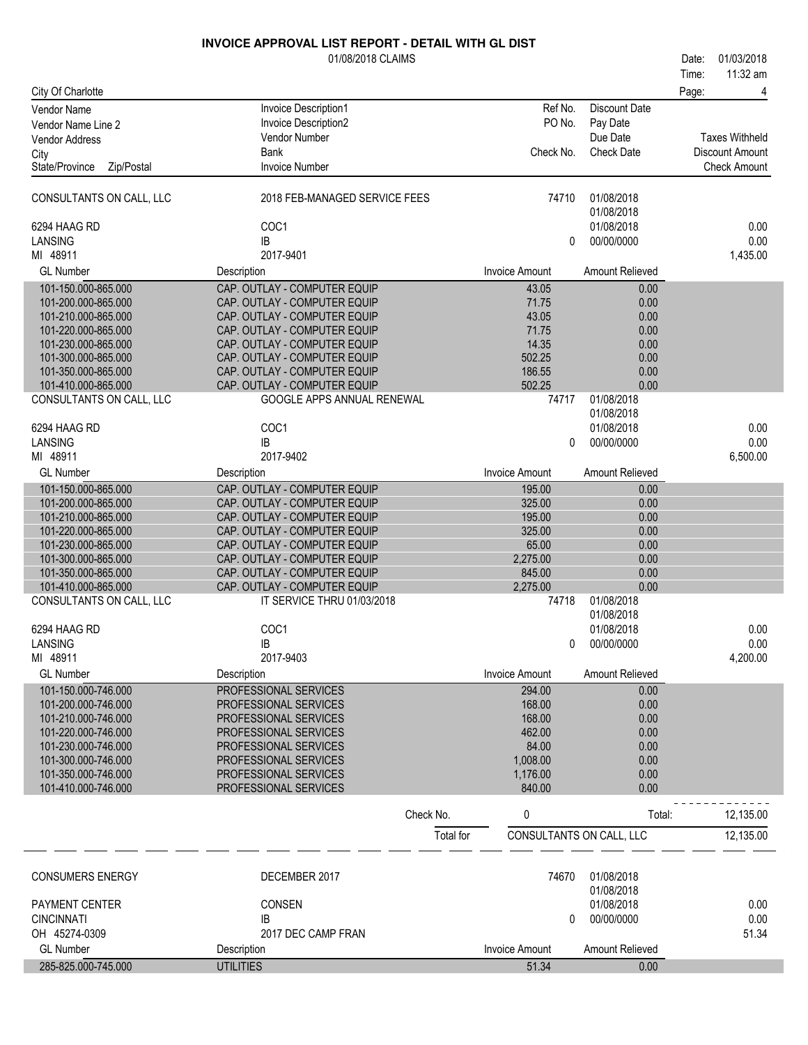# INVOICE APPROVAL LIST REPORT - DETAIL WITH GL DIST

01/08/2018 CLAIMS

Date: 01/03/2018
Time: 11:32 am

City Of Charlotte

| Vendor Name | Invoice Description1 | Ref No. | Discount Date | |
|---|---|---|---|---|
| Vendor Name Line 2 | Invoice Description2 | PO No. | Pay Date | |
| Vendor Address | Vendor Number | | Due Date | Taxes Withheld |
| City | Bank | Check No. | Check Date | Discount Amount |
| State/Province Zip/Postal | Invoice Number | | | Check Amount |

| | | | | |
|---|---|---|---|---|
| CONSULTANTS ON CALL, LLC | 2018 FEB-MANAGED SERVICE FEES | 74710 | 01/08/2018 | |
| | | | 01/08/2018 | |
| 6294 HAAG RD | COC1 | | 01/08/2018 | 0.00 |
| LANSING | IB | 0 | 00/00/0000 | 0.00 |
| MI 48911 | 2017-9401 | | | 1,435.00 |

| GL Number | Description | Invoice Amount | Amount Relieved |
|---|---|---|---|
| 101-150.000-865.000 | CAP. OUTLAY - COMPUTER EQUIP | 43.05 | 0.00 |
| 101-200.000-865.000 | CAP. OUTLAY - COMPUTER EQUIP | 71.75 | 0.00 |
| 101-210.000-865.000 | CAP. OUTLAY - COMPUTER EQUIP | 43.05 | 0.00 |
| 101-220.000-865.000 | CAP. OUTLAY - COMPUTER EQUIP | 71.75 | 0.00 |
| 101-230.000-865.000 | CAP. OUTLAY - COMPUTER EQUIP | 14.35 | 0.00 |
| 101-300.000-865.000 | CAP. OUTLAY - COMPUTER EQUIP | 502.25 | 0.00 |
| 101-350.000-865.000 | CAP. OUTLAY - COMPUTER EQUIP | 186.55 | 0.00 |
| 101-410.000-865.000 | CAP. OUTLAY - COMPUTER EQUIP | 502.25 | 0.00 |

| | | | | |
|---|---|---|---|---|
| CONSULTANTS ON CALL, LLC | GOOGLE APPS ANNUAL RENEWAL | 74717 | 01/08/2018 | |
| | | | 01/08/2018 | |
| 6294 HAAG RD | COC1 | | 01/08/2018 | 0.00 |
| LANSING | IB | 0 | 00/00/0000 | 0.00 |
| MI 48911 | 2017-9402 | | | 6,500.00 |

| GL Number | Description | Invoice Amount | Amount Relieved |
|---|---|---|---|
| 101-150.000-865.000 | CAP. OUTLAY - COMPUTER EQUIP | 195.00 | 0.00 |
| 101-200.000-865.000 | CAP. OUTLAY - COMPUTER EQUIP | 325.00 | 0.00 |
| 101-210.000-865.000 | CAP. OUTLAY - COMPUTER EQUIP | 195.00 | 0.00 |
| 101-220.000-865.000 | CAP. OUTLAY - COMPUTER EQUIP | 325.00 | 0.00 |
| 101-230.000-865.000 | CAP. OUTLAY - COMPUTER EQUIP | 65.00 | 0.00 |
| 101-300.000-865.000 | CAP. OUTLAY - COMPUTER EQUIP | 2,275.00 | 0.00 |
| 101-350.000-865.000 | CAP. OUTLAY - COMPUTER EQUIP | 845.00 | 0.00 |
| 101-410.000-865.000 | CAP. OUTLAY - COMPUTER EQUIP | 2,275.00 | 0.00 |

| | | | | |
|---|---|---|---|---|
| CONSULTANTS ON CALL, LLC | IT SERVICE THRU 01/03/2018 | 74718 | 01/08/2018 | |
| | | | 01/08/2018 | |
| 6294 HAAG RD | COC1 | | 01/08/2018 | 0.00 |
| LANSING | IB | 0 | 00/00/0000 | 0.00 |
| MI 48911 | 2017-9403 | | | 4,200.00 |

| GL Number | Description | Invoice Amount | Amount Relieved |
|---|---|---|---|
| 101-150.000-746.000 | PROFESSIONAL SERVICES | 294.00 | 0.00 |
| 101-200.000-746.000 | PROFESSIONAL SERVICES | 168.00 | 0.00 |
| 101-210.000-746.000 | PROFESSIONAL SERVICES | 168.00 | 0.00 |
| 101-220.000-746.000 | PROFESSIONAL SERVICES | 462.00 | 0.00 |
| 101-230.000-746.000 | PROFESSIONAL SERVICES | 84.00 | 0.00 |
| 101-300.000-746.000 | PROFESSIONAL SERVICES | 1,008.00 | 0.00 |
| 101-350.000-746.000 | PROFESSIONAL SERVICES | 1,176.00 | 0.00 |
| 101-410.000-746.000 | PROFESSIONAL SERVICES | 840.00 | 0.00 |

Check No. 0 Total: 12,135.00

Total for CONSULTANTS ON CALL, LLC 12,135.00

| | | | | |
|---|---|---|---|---|
| CONSUMERS ENERGY | DECEMBER 2017 | 74670 | 01/08/2018 | |
| | | | 01/08/2018 | |
| PAYMENT CENTER | CONSEN | | 01/08/2018 | 0.00 |
| CINCINNATI | IB | 0 | 00/00/0000 | 0.00 |
| OH 45274-0309 | 2017 DEC CAMP FRAN | | | 51.34 |

| GL Number | Description | Invoice Amount | Amount Relieved |
|---|---|---|---|
| 285-825.000-745.000 | UTILITIES | 51.34 | 0.00 |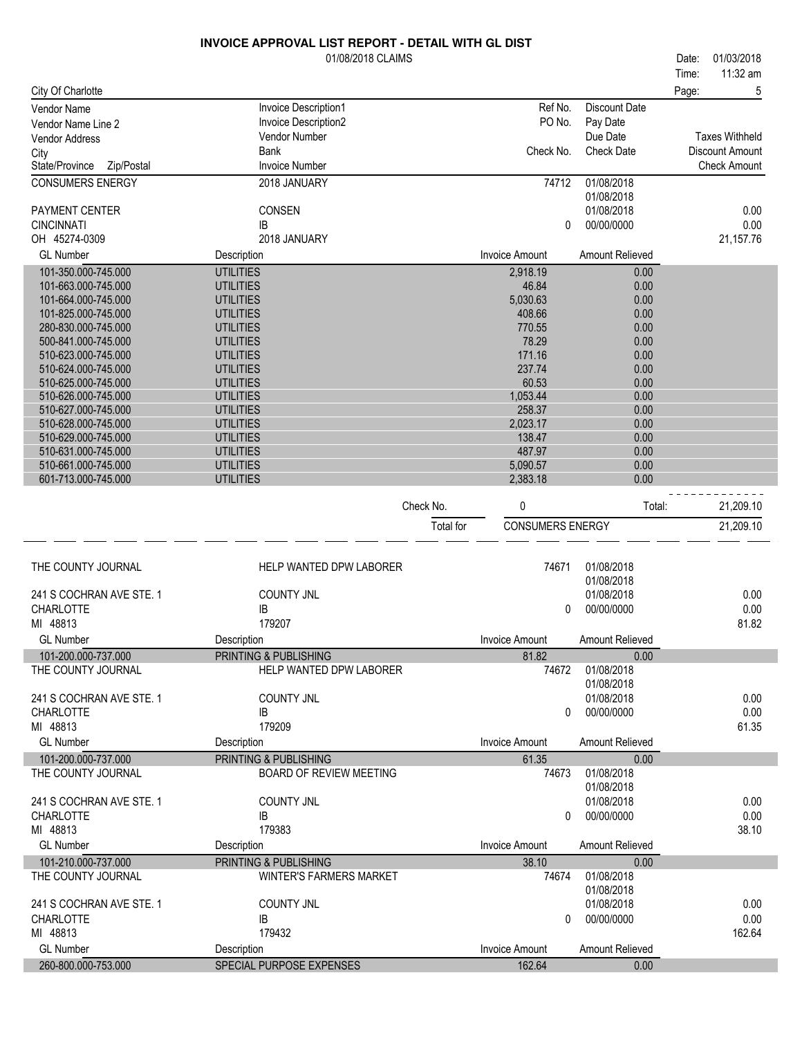# INVOICE APPROVAL LIST REPORT - DETAIL WITH GL DIST

01/08/2018 CLAIMS

Date: 01/03/2018
Time: 11:32 am

City Of Charlotte

| Vendor Name / Vendor Name Line 2 / Vendor Address / City / State/Province Zip/Postal | Invoice Description1 / Invoice Description2 / Vendor Number / Bank / Invoice Number | Ref No. / PO No. / Check No. | Discount Date / Pay Date / Due Date / Check Date | Taxes Withheld / Discount Amount / Check Amount |
|---|---|---|---|---|
| CONSUMERS ENERGY | 2018 JANUARY | 74712 | 01/08/2018 | |
| | | | 01/08/2018 | |
| PAYMENT CENTER | CONSEN | | 01/08/2018 | 0.00 |
| CINCINNATI | IB | 0 | 00/00/0000 | 0.00 |
| OH 45274-0309 | 2018 JANUARY | | | 21,157.76 |

| GL Number | Description | Invoice Amount | Amount Relieved |
|---|---|---|---|
| 101-350.000-745.000 | UTILITIES | 2,918.19 | 0.00 |
| 101-663.000-745.000 | UTILITIES | 46.84 | 0.00 |
| 101-664.000-745.000 | UTILITIES | 5,030.63 | 0.00 |
| 101-825.000-745.000 | UTILITIES | 408.66 | 0.00 |
| 280-830.000-745.000 | UTILITIES | 770.55 | 0.00 |
| 500-841.000-745.000 | UTILITIES | 78.29 | 0.00 |
| 510-623.000-745.000 | UTILITIES | 171.16 | 0.00 |
| 510-624.000-745.000 | UTILITIES | 237.74 | 0.00 |
| 510-625.000-745.000 | UTILITIES | 60.53 | 0.00 |
| 510-626.000-745.000 | UTILITIES | 1,053.44 | 0.00 |
| 510-627.000-745.000 | UTILITIES | 258.37 | 0.00 |
| 510-628.000-745.000 | UTILITIES | 2,023.17 | 0.00 |
| 510-629.000-745.000 | UTILITIES | 138.47 | 0.00 |
| 510-631.000-745.000 | UTILITIES | 487.97 | 0.00 |
| 510-661.000-745.000 | UTILITIES | 5,090.57 | 0.00 |
| 601-713.000-745.000 | UTILITIES | 2,383.18 | 0.00 |

Check No. 0 Total: 21,209.10

Total for CONSUMERS ENERGY 21,209.10

---

| Vendor | Invoice Description / Vendor Number / Bank / Invoice Number | Ref No. / Check No. | Dates | Amounts |
|---|---|---|---|---|
| THE COUNTY JOURNAL | HELP WANTED DPW LABORER | 74671 | 01/08/2018 | |
| | | | 01/08/2018 | |
| 241 S COCHRAN AVE STE. 1 | COUNTY JNL | | 01/08/2018 | 0.00 |
| CHARLOTTE | IB | 0 | 00/00/0000 | 0.00 |
| MI 48813 | 179207 | | | 81.82 |

| GL Number | Description | Invoice Amount | Amount Relieved |
|---|---|---|---|
| 101-200.000-737.000 | PRINTING & PUBLISHING | 81.82 | 0.00 |

| Vendor | Invoice Description / Vendor Number / Bank / Invoice Number | Ref No. / Check No. | Dates | Amounts |
|---|---|---|---|---|
| THE COUNTY JOURNAL | HELP WANTED DPW LABORER | 74672 | 01/08/2018 | |
| | | | 01/08/2018 | |
| 241 S COCHRAN AVE STE. 1 | COUNTY JNL | | 01/08/2018 | 0.00 |
| CHARLOTTE | IB | 0 | 00/00/0000 | 0.00 |
| MI 48813 | 179209 | | | 61.35 |

| GL Number | Description | Invoice Amount | Amount Relieved |
|---|---|---|---|
| 101-200.000-737.000 | PRINTING & PUBLISHING | 61.35 | 0.00 |

| Vendor | Invoice Description / Vendor Number / Bank / Invoice Number | Ref No. / Check No. | Dates | Amounts |
|---|---|---|---|---|
| THE COUNTY JOURNAL | BOARD OF REVIEW MEETING | 74673 | 01/08/2018 | |
| | | | 01/08/2018 | |
| 241 S COCHRAN AVE STE. 1 | COUNTY JNL | | 01/08/2018 | 0.00 |
| CHARLOTTE | IB | 0 | 00/00/0000 | 0.00 |
| MI 48813 | 179383 | | | 38.10 |

| GL Number | Description | Invoice Amount | Amount Relieved |
|---|---|---|---|
| 101-210.000-737.000 | PRINTING & PUBLISHING | 38.10 | 0.00 |

| Vendor | Invoice Description / Vendor Number / Bank / Invoice Number | Ref No. / Check No. | Dates | Amounts |
|---|---|---|---|---|
| THE COUNTY JOURNAL | WINTER'S FARMERS MARKET | 74674 | 01/08/2018 | |
| | | | 01/08/2018 | |
| 241 S COCHRAN AVE STE. 1 | COUNTY JNL | | 01/08/2018 | 0.00 |
| CHARLOTTE | IB | 0 | 00/00/0000 | 0.00 |
| MI 48813 | 179432 | | | 162.64 |

| GL Number | Description | Invoice Amount | Amount Relieved |
|---|---|---|---|
| 260-800.000-753.000 | SPECIAL PURPOSE EXPENSES | 162.64 | 0.00 |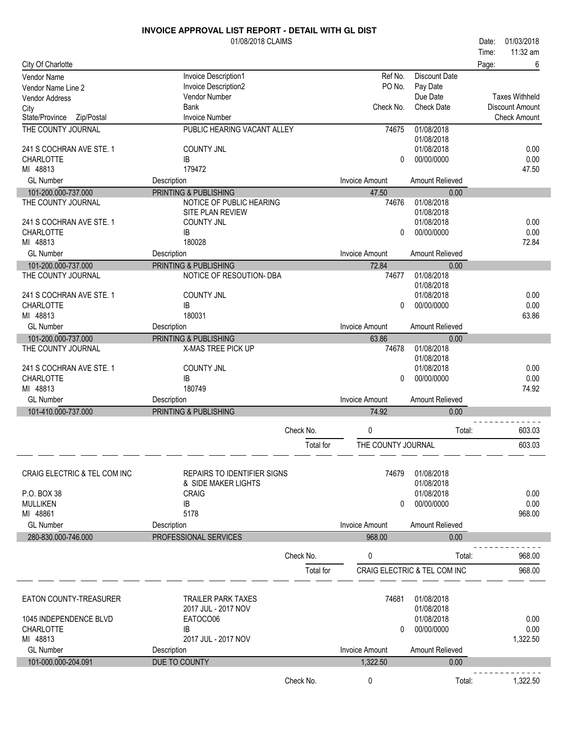# INVOICE APPROVAL LIST REPORT - DETAIL WITH GL DIST

01/08/2018 CLAIMS

Date: 01/03/2018
Time: 11:32 am

City Of Charlotte

| Vendor Name / Vendor Name Line 2 / Vendor Address / City / State/Province Zip/Postal | Invoice Description1 / Invoice Description2 / Vendor Number / Bank / Invoice Number | Ref No. / PO No. / Check No. | Discount Date / Pay Date / Due Date / Check Date | Taxes Withheld / Discount Amount / Check Amount |
|---|---|---|---|---|
| THE COUNTY JOURNAL | PUBLIC HEARING VACANT ALLEY | 74675 | 01/08/2018 | |
| | | | 01/08/2018 | |
| 241 S COCHRAN AVE STE. 1 | COUNTY JNL | | 01/08/2018 | 0.00 |
| CHARLOTTE | IB | 0 | 00/00/0000 | 0.00 |
| MI 48813 | 179472 | | | 47.50 |
| **GL Number** | **Description** | **Invoice Amount** | **Amount Relieved** | |
| 101-200.000-737.000 | PRINTING & PUBLISHING | 47.50 | 0.00 | |
| THE COUNTY JOURNAL | NOTICE OF PUBLIC HEARING | 74676 | 01/08/2018 | |
| | SITE PLAN REVIEW | | 01/08/2018 | |
| 241 S COCHRAN AVE STE. 1 | COUNTY JNL | | 01/08/2018 | 0.00 |
| CHARLOTTE | IB | 0 | 00/00/0000 | 0.00 |
| MI 48813 | 180028 | | | 72.84 |
| **GL Number** | **Description** | **Invoice Amount** | **Amount Relieved** | |
| 101-200.000-737.000 | PRINTING & PUBLISHING | 72.84 | 0.00 | |
| THE COUNTY JOURNAL | NOTICE OF RESOUTION- DBA | 74677 | 01/08/2018 | |
| | | | 01/08/2018 | |
| 241 S COCHRAN AVE STE. 1 | COUNTY JNL | | 01/08/2018 | 0.00 |
| CHARLOTTE | IB | 0 | 00/00/0000 | 0.00 |
| MI 48813 | 180031 | | | 63.86 |
| **GL Number** | **Description** | **Invoice Amount** | **Amount Relieved** | |
| 101-200.000-737.000 | PRINTING & PUBLISHING | 63.86 | 0.00 | |
| THE COUNTY JOURNAL | X-MAS TREE PICK UP | 74678 | 01/08/2018 | |
| | | | 01/08/2018 | |
| 241 S COCHRAN AVE STE. 1 | COUNTY JNL | | 01/08/2018 | 0.00 |
| CHARLOTTE | IB | 0 | 00/00/0000 | 0.00 |
| MI 48813 | 180749 | | | 74.92 |
| **GL Number** | **Description** | **Invoice Amount** | **Amount Relieved** | |
| 101-410.000-737.000 | PRINTING & PUBLISHING | 74.92 | 0.00 | |
| | Check No. | 0 | Total: | 603.03 |
| | Total for | THE COUNTY JOURNAL | | 603.03 |
| CRAIG ELECTRIC & TEL COM INC | REPAIRS TO IDENTIFIER SIGNS | 74679 | 01/08/2018 | |
| | & SIDE MAKER LIGHTS | | 01/08/2018 | |
| P.O. BOX 38 | CRAIG | | 01/08/2018 | 0.00 |
| MULLIKEN | IB | 0 | 00/00/0000 | 0.00 |
| MI 48861 | 5178 | | | 968.00 |
| **GL Number** | **Description** | **Invoice Amount** | **Amount Relieved** | |
| 280-830.000-746.000 | PROFESSIONAL SERVICES | 968.00 | 0.00 | |
| | Check No. | 0 | Total: | 968.00 |
| | Total for | CRAIG ELECTRIC & TEL COM INC | | 968.00 |
| EATON COUNTY-TREASURER | TRAILER PARK TAXES | 74681 | 01/08/2018 | |
| | 2017 JUL - 2017 NOV | | 01/08/2018 | |
| 1045 INDEPENDENCE BLVD | EATOCO06 | | 01/08/2018 | 0.00 |
| CHARLOTTE | IB | 0 | 00/00/0000 | 0.00 |
| MI 48813 | 2017 JUL - 2017 NOV | | | 1,322.50 |
| **GL Number** | **Description** | **Invoice Amount** | **Amount Relieved** | |
| 101-000.000-204.091 | DUE TO COUNTY | 1,322.50 | 0.00 | |
| | Check No. | 0 | Total: | 1,322.50 |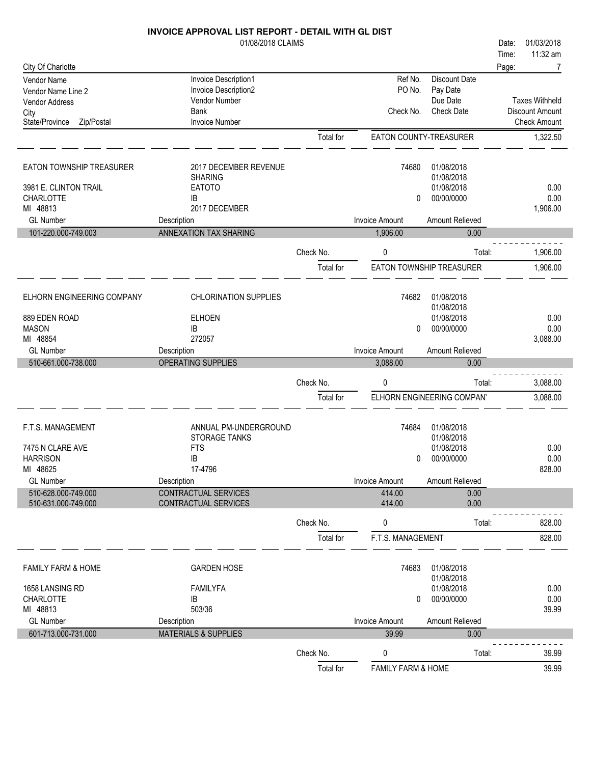# INVOICE APPROVAL LIST REPORT - DETAIL WITH GL DIST

01/08/2018 CLAIMS

Date: 01/03/2018
Time: 11:32 am

City Of Charlotte

| Vendor Name / Vendor Name Line 2 / Vendor Address / City / State/Province Zip/Postal | Invoice Description1 / Invoice Description2 / Vendor Number / Bank / Invoice Number | Ref No. / PO No. / Check No. | Discount Date / Pay Date / Due Date / Check Date | Taxes Withheld / Discount Amount / Check Amount |
|---|---|---|---|---|

Total for EATON COUNTY-TREASURER: 1,322.50

---

**EATON TOWNSHIP TREASURER**
3981 E. CLINTON TRAIL
CHARLOTTE
MI 48813

| | | | |
|---|---|---|---|
| 2017 DECEMBER REVENUE SHARING | 74680 | 01/08/2018 | |
| | | 01/08/2018 | |
| EATOTO | | 01/08/2018 | 0.00 |
| IB | 0 | 00/00/0000 | 0.00 |
| 2017 DECEMBER | | | 1,906.00 |

| GL Number | Description | Invoice Amount | Amount Relieved |
|---|---|---|---|
| 101-220.000-749.003 | ANNEXATION TAX SHARING | 1,906.00 | 0.00 |

Check No. 0 Total: 1,906.00

Total for EATON TOWNSHIP TREASURER: 1,906.00

---

**ELHORN ENGINEERING COMPANY**
889 EDEN ROAD
MASON
MI 48854

| | | | |
|---|---|---|---|
| CHLORINATION SUPPLIES | 74682 | 01/08/2018 | |
| | | 01/08/2018 | |
| ELHOEN | | 01/08/2018 | 0.00 |
| IB | 0 | 00/00/0000 | 0.00 |
| 272057 | | | 3,088.00 |

| GL Number | Description | Invoice Amount | Amount Relieved |
|---|---|---|---|
| 510-661.000-738.000 | OPERATING SUPPLIES | 3,088.00 | 0.00 |

Check No. 0 Total: 3,088.00

Total for ELHORN ENGINEERING COMPAN': 3,088.00

---

**F.T.S. MANAGEMENT**
7475 N CLARE AVE
HARRISON
MI 48625

| | | | |
|---|---|---|---|
| ANNUAL PM-UNDERGROUND STORAGE TANKS | 74684 | 01/08/2018 | |
| | | 01/08/2018 | |
| FTS | | 01/08/2018 | 0.00 |
| IB | 0 | 00/00/0000 | 0.00 |
| 17-4796 | | | 828.00 |

| GL Number | Description | Invoice Amount | Amount Relieved |
|---|---|---|---|
| 510-628.000-749.000 | CONTRACTUAL SERVICES | 414.00 | 0.00 |
| 510-631.000-749.000 | CONTRACTUAL SERVICES | 414.00 | 0.00 |

Check No. 0 Total: 828.00

Total for F.T.S. MANAGEMENT: 828.00

---

**FAMILY FARM & HOME**
1658 LANSING RD
CHARLOTTE
MI 48813

| | | | |
|---|---|---|---|
| GARDEN HOSE | 74683 | 01/08/2018 | |
| | | 01/08/2018 | |
| FAMILYFA | | 01/08/2018 | 0.00 |
| IB | 0 | 00/00/0000 | 0.00 |
| 503/36 | | | 39.99 |

| GL Number | Description | Invoice Amount | Amount Relieved |
|---|---|---|---|
| 601-713.000-731.000 | MATERIALS & SUPPLIES | 39.99 | 0.00 |

Check No. 0 Total: 39.99

Total for FAMILY FARM & HOME: 39.99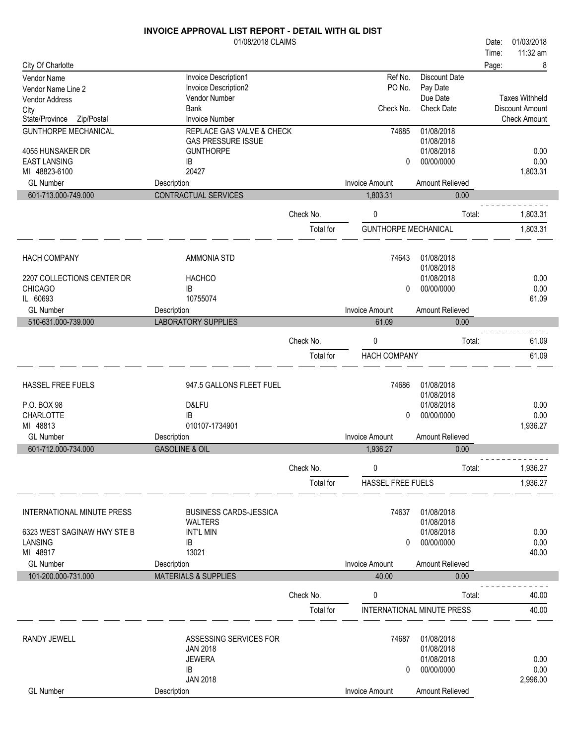# INVOICE APPROVAL LIST REPORT - DETAIL WITH GL DIST

01/08/2018 CLAIMS

Date: 01/03/2018
Time: 11:32 am

City Of Charlotte

| Vendor Name / Vendor Name Line 2 / Vendor Address / City / State/Province Zip/Postal | Invoice Description1 / Invoice Description2 / Vendor Number / Bank / Invoice Number | Ref No. / PO No. / Check No. | Discount Date / Pay Date / Due Date / Check Date | Taxes Withheld / Discount Amount / Check Amount |
|---|---|---|---|---|

## GUNTHORPE MECHANICAL

| | | | | |
|---|---|---|---|---|
| GUNTHORPE MECHANICAL | REPLACE GAS VALVE & CHECK | 74685 | 01/08/2018 | |
| | GAS PRESSURE ISSUE | | 01/08/2018 | |
| 4055 HUNSAKER DR | GUNTHORPE | | 01/08/2018 | 0.00 |
| EAST LANSING | IB | 0 | 00/00/0000 | 0.00 |
| MI 48823-6100 | 20427 | | | 1,803.31 |

| GL Number | Description | Invoice Amount | Amount Relieved |
|---|---|---|---|
| 601-713.000-749.000 | CONTRACTUAL SERVICES | 1,803.31 | 0.00 |

Check No. 0 Total: 1,803.31

Total for GUNTHORPE MECHANICAL 1,803.31

## HACH COMPANY

| | | | | |
|---|---|---|---|---|
| HACH COMPANY | AMMONIA STD | 74643 | 01/08/2018 | |
| | | | 01/08/2018 | |
| 2207 COLLECTIONS CENTER DR | HACHCO | | 01/08/2018 | 0.00 |
| CHICAGO | IB | 0 | 00/00/0000 | 0.00 |
| IL 60693 | 10755074 | | | 61.09 |

| GL Number | Description | Invoice Amount | Amount Relieved |
|---|---|---|---|
| 510-631.000-739.000 | LABORATORY SUPPLIES | 61.09 | 0.00 |

Check No. 0 Total: 61.09

Total for HACH COMPANY 61.09

## HASSEL FREE FUELS

| | | | | |
|---|---|---|---|---|
| HASSEL FREE FUELS | 947.5 GALLONS FLEET FUEL | 74686 | 01/08/2018 | |
| | | | 01/08/2018 | |
| P.O. BOX 98 | D&LFU | | 01/08/2018 | 0.00 |
| CHARLOTTE | IB | 0 | 00/00/0000 | 0.00 |
| MI 48813 | 010107-1734901 | | | 1,936.27 |

| GL Number | Description | Invoice Amount | Amount Relieved |
|---|---|---|---|
| 601-712.000-734.000 | GASOLINE & OIL | 1,936.27 | 0.00 |

Check No. 0 Total: 1,936.27

Total for HASSEL FREE FUELS 1,936.27

## INTERNATIONAL MINUTE PRESS

| | | | | |
|---|---|---|---|---|
| INTERNATIONAL MINUTE PRESS | BUSINESS CARDS-JESSICA | 74637 | 01/08/2018 | |
| | WALTERS | | 01/08/2018 | |
| 6323 WEST SAGINAW HWY STE B | INT'L MIN | | 01/08/2018 | 0.00 |
| LANSING | IB | 0 | 00/00/0000 | 0.00 |
| MI 48917 | 13021 | | | 40.00 |

| GL Number | Description | Invoice Amount | Amount Relieved |
|---|---|---|---|
| 101-200.000-731.000 | MATERIALS & SUPPLIES | 40.00 | 0.00 |

Check No. 0 Total: 40.00

Total for INTERNATIONAL MINUTE PRESS 40.00

## RANDY JEWELL

| | | | | |
|---|---|---|---|---|
| RANDY JEWELL | ASSESSING SERVICES FOR | 74687 | 01/08/2018 | |
| | JAN 2018 | | 01/08/2018 | |
| | JEWERA | | 01/08/2018 | 0.00 |
| | IB | 0 | 00/00/0000 | 0.00 |
| | JAN 2018 | | | 2,996.00 |

| GL Number | Description | Invoice Amount | Amount Relieved |
|---|---|---|---|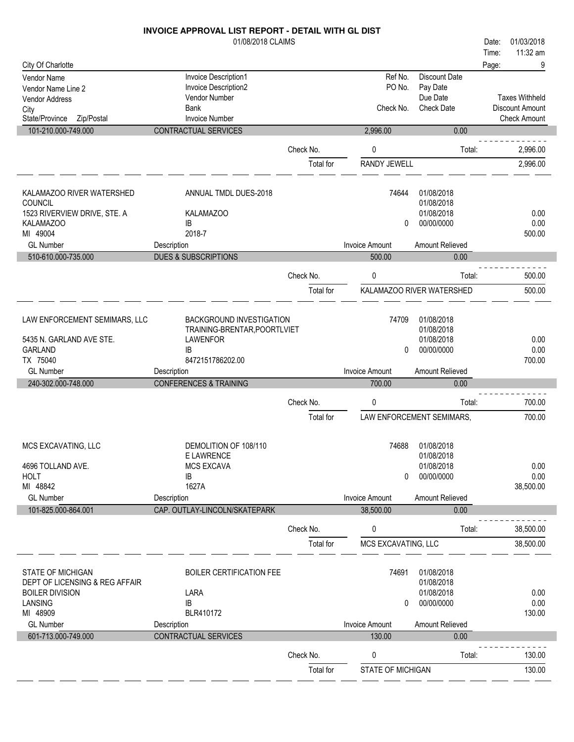# INVOICE APPROVAL LIST REPORT - DETAIL WITH GL DIST

01/08/2018 CLAIMS

Date: 01/03/2018
Time: 11:32 am

City Of Charlotte

| Vendor Name / Vendor Name Line 2 / Vendor Address / City / State/Province Zip/Postal | Invoice Description1 / Invoice Description2 / Vendor Number / Bank / Invoice Number | Ref No. / PO No. / Check No. | Discount Date / Pay Date / Due Date / Check Date | Taxes Withheld / Discount Amount / Check Amount |
|---|---|---|---|---|

| GL Number | Description | Invoice Amount | Amount Relieved |
|---|---|---|---|
| 101-210.000-749.000 | CONTRACTUAL SERVICES | 2,996.00 | 0.00 |

Check No. 0 Total: 2,996.00

Total for RANDY JEWELL 2,996.00

---

KALAMAZOO RIVER WATERSHED COUNCIL
1523 RIVERVIEW DRIVE, STE. A
KALAMAZOO
MI 49004

ANNUAL TMDL DUES-2018
KALAMAZOO
IB
2018-7

Ref No. 74644 — 01/08/2018, 01/08/2018, 01/08/2018
Check No. 0 — 00/00/0000
Taxes Withheld 0.00 / Discount Amount 0.00 / Check Amount 500.00

| GL Number | Description | Invoice Amount | Amount Relieved |
|---|---|---|---|
| 510-610.000-735.000 | DUES & SUBSCRIPTIONS | 500.00 | 0.00 |

Check No. 0 Total: 500.00

Total for KALAMAZOO RIVER WATERSHED 500.00

---

LAW ENFORCEMENT SEMIMARS, LLC
5435 N. GARLAND AVE STE.
GARLAND
TX 75040

BACKGROUND INVESTIGATION
TRAINING-BRENTAR,POORTLVIET
LAWENFOR
IB
8472151786202.00

Ref No. 74709 — 01/08/2018, 01/08/2018, 01/08/2018
Check No. 0 — 00/00/0000
Taxes Withheld 0.00 / Discount Amount 0.00 / Check Amount 700.00

| GL Number | Description | Invoice Amount | Amount Relieved |
|---|---|---|---|
| 240-302.000-748.000 | CONFERENCES & TRAINING | 700.00 | 0.00 |

Check No. 0 Total: 700.00

Total for LAW ENFORCEMENT SEMIMARS, 700.00

---

MCS EXCAVATING, LLC
4696 TOLLAND AVE.
HOLT
MI 48842

DEMOLITION OF 108/110
E LAWRENCE
MCS EXCAVA
IB
1627A

Ref No. 74688 — 01/08/2018, 01/08/2018, 01/08/2018
Check No. 0 — 00/00/0000
Taxes Withheld 0.00 / Discount Amount 0.00 / Check Amount 38,500.00

| GL Number | Description | Invoice Amount | Amount Relieved |
|---|---|---|---|
| 101-825.000-864.001 | CAP. OUTLAY-LINCOLN/SKATEPARK | 38,500.00 | 0.00 |

Check No. 0 Total: 38,500.00

Total for MCS EXCAVATING, LLC 38,500.00

---

STATE OF MICHIGAN
DEPT OF LICENSING & REG AFFAIR
BOILER DIVISION
LANSING
MI 48909

BOILER CERTIFICATION FEE
LARA
IB
BLR410172

Ref No. 74691 — 01/08/2018, 01/08/2018, 01/08/2018
Check No. 0 — 00/00/0000
Taxes Withheld 0.00 / Discount Amount 0.00 / Check Amount 130.00

| GL Number | Description | Invoice Amount | Amount Relieved |
|---|---|---|---|
| 601-713.000-749.000 | CONTRACTUAL SERVICES | 130.00 | 0.00 |

Check No. 0 Total: 130.00

Total for STATE OF MICHIGAN 130.00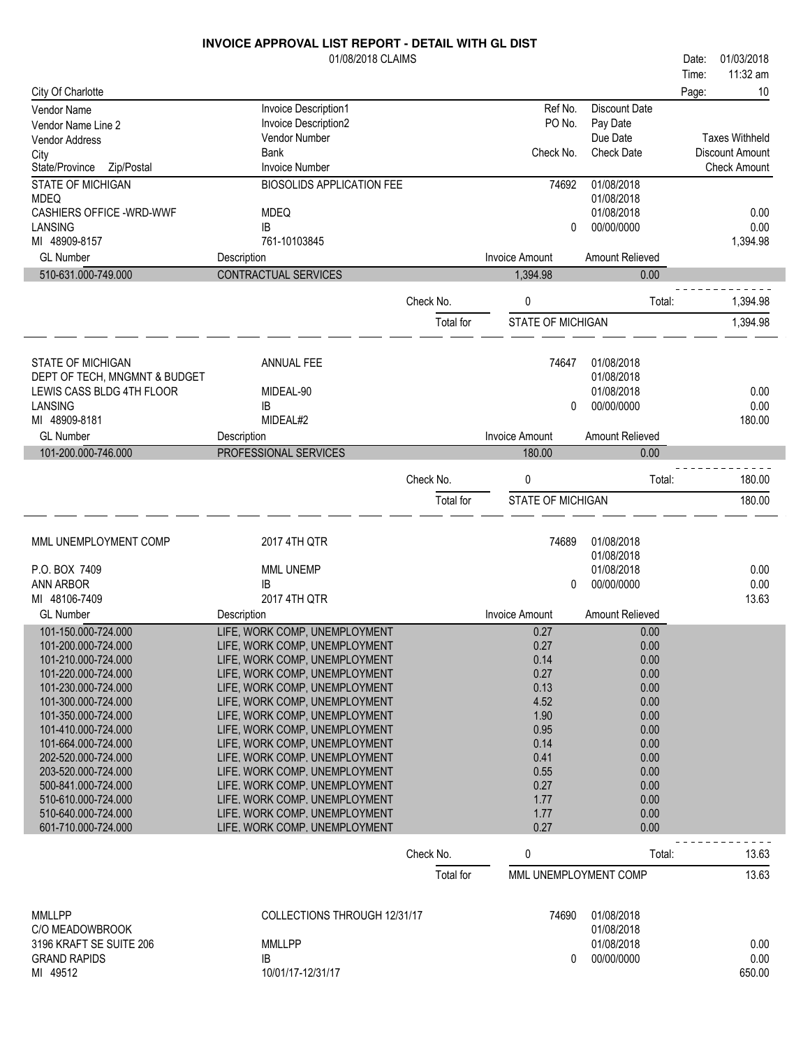# INVOICE APPROVAL LIST REPORT - DETAIL WITH GL DIST

01/08/2018 CLAIMS

Date: 01/03/2018
Time: 11:32 am

City Of Charlotte

| Vendor Name | Invoice Description1 | Ref No. | Discount Date | |
|---|---|---|---|---|
| Vendor Name Line 2 | Invoice Description2 | PO No. | Pay Date | |
| Vendor Address | Vendor Number | | Due Date | Taxes Withheld |
| City | Bank | Check No. | Check Date | Discount Amount |
| State/Province Zip/Postal | Invoice Number | | | Check Amount |

| | | | | |
|---|---|---|---|---|
| STATE OF MICHIGAN | BIOSOLIDS APPLICATION FEE | 74692 | 01/08/2018 | |
| MDEQ | | | 01/08/2018 | |
| CASHIERS OFFICE -WRD-WWF | MDEQ | | 01/08/2018 | 0.00 |
| LANSING | IB | 0 | 00/00/0000 | 0.00 |
| MI 48909-8157 | 761-10103845 | | | 1,394.98 |

| GL Number | Description | Invoice Amount | Amount Relieved |
|---|---|---|---|
| 510-631.000-749.000 | CONTRACTUAL SERVICES | 1,394.98 | 0.00 |

Check No. 0 Total: 1,394.98

Total for STATE OF MICHIGAN 1,394.98

| | | | | |
|---|---|---|---|---|
| STATE OF MICHIGAN | ANNUAL FEE | 74647 | 01/08/2018 | |
| DEPT OF TECH, MNGMNT & BUDGET | | | 01/08/2018 | |
| LEWIS CASS BLDG 4TH FLOOR | MIDEAL-90 | | 01/08/2018 | 0.00 |
| LANSING | IB | 0 | 00/00/0000 | 0.00 |
| MI 48909-8181 | MIDEAL#2 | | | 180.00 |

| GL Number | Description | Invoice Amount | Amount Relieved |
|---|---|---|---|
| 101-200.000-746.000 | PROFESSIONAL SERVICES | 180.00 | 0.00 |

Check No. 0 Total: 180.00

Total for STATE OF MICHIGAN 180.00

| | | | | |
|---|---|---|---|---|
| MML UNEMPLOYMENT COMP | 2017 4TH QTR | 74689 | 01/08/2018 | |
| | | | 01/08/2018 | |
| P.O. BOX 7409 | MML UNEMP | | 01/08/2018 | 0.00 |
| ANN ARBOR | IB | 0 | 00/00/0000 | 0.00 |
| MI 48106-7409 | 2017 4TH QTR | | | 13.63 |

| GL Number | Description | Invoice Amount | Amount Relieved |
|---|---|---|---|
| 101-150.000-724.000 | LIFE, WORK COMP, UNEMPLOYMENT | 0.27 | 0.00 |
| 101-200.000-724.000 | LIFE, WORK COMP, UNEMPLOYMENT | 0.27 | 0.00 |
| 101-210.000-724.000 | LIFE, WORK COMP, UNEMPLOYMENT | 0.14 | 0.00 |
| 101-220.000-724.000 | LIFE, WORK COMP, UNEMPLOYMENT | 0.27 | 0.00 |
| 101-230.000-724.000 | LIFE, WORK COMP, UNEMPLOYMENT | 0.13 | 0.00 |
| 101-300.000-724.000 | LIFE, WORK COMP, UNEMPLOYMENT | 4.52 | 0.00 |
| 101-350.000-724.000 | LIFE, WORK COMP, UNEMPLOYMENT | 1.90 | 0.00 |
| 101-410.000-724.000 | LIFE, WORK COMP, UNEMPLOYMENT | 0.95 | 0.00 |
| 101-664.000-724.000 | LIFE, WORK COMP, UNEMPLOYMENT | 0.14 | 0.00 |
| 202-520.000-724.000 | LIFE, WORK COMP, UNEMPLOYMENT | 0.41 | 0.00 |
| 203-520.000-724.000 | LIFE, WORK COMP, UNEMPLOYMENT | 0.55 | 0.00 |
| 500-841.000-724.000 | LIFE, WORK COMP, UNEMPLOYMENT | 0.27 | 0.00 |
| 510-610.000-724.000 | LIFE, WORK COMP, UNEMPLOYMENT | 1.77 | 0.00 |
| 510-640.000-724.000 | LIFE, WORK COMP, UNEMPLOYMENT | 1.77 | 0.00 |
| 601-710.000-724.000 | LIFE, WORK COMP, UNEMPLOYMENT | 0.27 | 0.00 |

Check No. 0 Total: 13.63

Total for MML UNEMPLOYMENT COMP 13.63

| | | | | |
|---|---|---|---|---|
| MMLLPP | COLLECTIONS THROUGH 12/31/17 | 74690 | 01/08/2018 | |
| C/O MEADOWBROOK | | | 01/08/2018 | |
| 3196 KRAFT SE SUITE 206 | MMLLPP | | 01/08/2018 | 0.00 |
| GRAND RAPIDS | IB | 0 | 00/00/0000 | 0.00 |
| MI 49512 | 10/01/17-12/31/17 | | | 650.00 |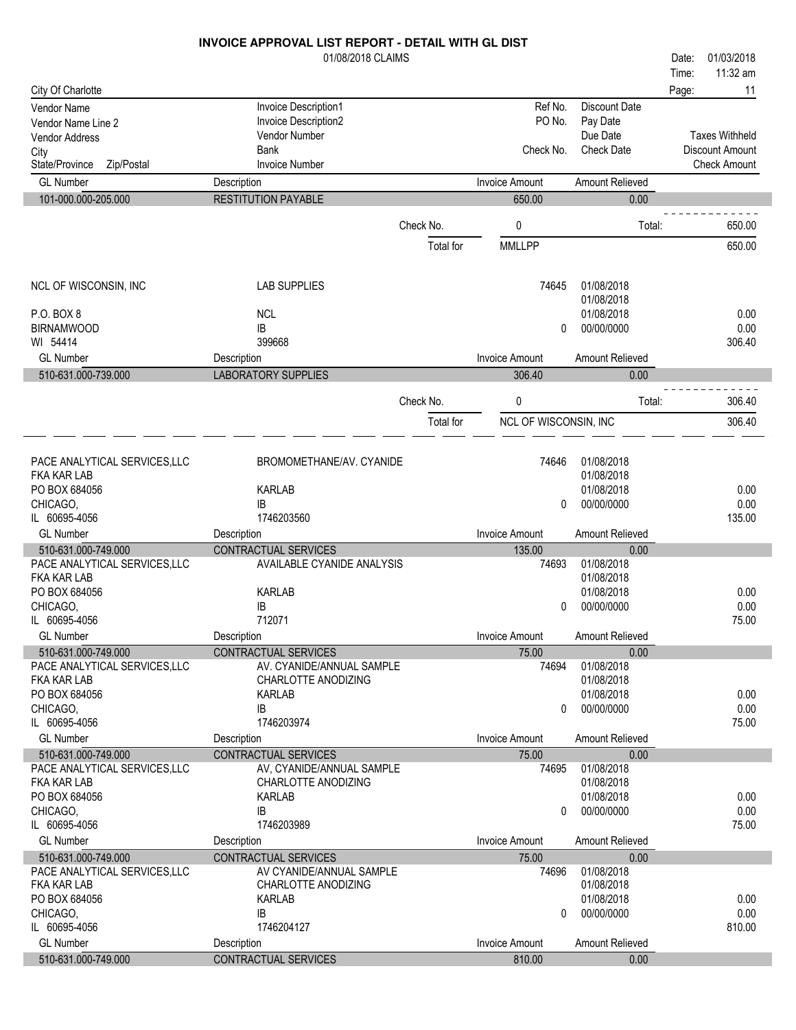# INVOICE APPROVAL LIST REPORT - DETAIL WITH GL DIST

01/08/2018 CLAIMS

Date: 01/03/2018
Time: 11:32 am

City Of Charlotte

| Vendor Name / Vendor Name Line 2 / Vendor Address / City / State/Province Zip/Postal | Invoice Description1 / Invoice Description2 / Vendor Number / Bank / Invoice Number | Ref No. / PO No. / Check No. | Discount Date / Pay Date / Due Date / Check Date | Taxes Withheld / Discount Amount / Check Amount |
|---|---|---|---|---|
| **GL Number** | **Description** | **Invoice Amount** | **Amount Relieved** | |
| 101-000.000-205.000 | RESTITUTION PAYABLE | 650.00 | 0.00 | |
| | Check No. | 0 | Total: | 650.00 |
| | Total for | MMLLPP | | 650.00 |
| NCL OF WISCONSIN, INC | LAB SUPPLIES | 74645 | 01/08/2018 | |
| | | | 01/08/2018 | |
| P.O. BOX 8 | NCL | | 01/08/2018 | 0.00 |
| BIRNAMWOOD | IB | 0 | 00/00/0000 | 0.00 |
| WI 54414 | 399668 | | | 306.40 |
| **GL Number** | **Description** | **Invoice Amount** | **Amount Relieved** | |
| 510-631.000-739.000 | LABORATORY SUPPLIES | 306.40 | 0.00 | |
| | Check No. | 0 | Total: | 306.40 |
| | Total for | NCL OF WISCONSIN, INC | | 306.40 |
| PACE ANALYTICAL SERVICES,LLC | BROMOMETHANE/AV. CYANIDE | 74646 | 01/08/2018 | |
| FKA KAR LAB | | | 01/08/2018 | |
| PO BOX 684056 | KARLAB | | 01/08/2018 | 0.00 |
| CHICAGO, | IB | 0 | 00/00/0000 | 0.00 |
| IL 60695-4056 | 1746203560 | | | 135.00 |
| **GL Number** | **Description** | **Invoice Amount** | **Amount Relieved** | |
| 510-631.000-749.000 | CONTRACTUAL SERVICES | 135.00 | 0.00 | |
| PACE ANALYTICAL SERVICES,LLC | AVAILABLE CYANIDE ANALYSIS | 74693 | 01/08/2018 | |
| FKA KAR LAB | | | 01/08/2018 | |
| PO BOX 684056 | KARLAB | | 01/08/2018 | 0.00 |
| CHICAGO, | IB | 0 | 00/00/0000 | 0.00 |
| IL 60695-4056 | 712071 | | | 75.00 |
| **GL Number** | **Description** | **Invoice Amount** | **Amount Relieved** | |
| 510-631.000-749.000 | CONTRACTUAL SERVICES | 75.00 | 0.00 | |
| PACE ANALYTICAL SERVICES,LLC | AV. CYANIDE/ANNUAL SAMPLE | 74694 | 01/08/2018 | |
| FKA KAR LAB | CHARLOTTE ANODIZING | | 01/08/2018 | |
| PO BOX 684056 | KARLAB | | 01/08/2018 | 0.00 |
| CHICAGO, | IB | 0 | 00/00/0000 | 0.00 |
| IL 60695-4056 | 1746203974 | | | 75.00 |
| **GL Number** | **Description** | **Invoice Amount** | **Amount Relieved** | |
| 510-631.000-749.000 | CONTRACTUAL SERVICES | 75.00 | 0.00 | |
| PACE ANALYTICAL SERVICES,LLC | AV, CYANIDE/ANNUAL SAMPLE | 74695 | 01/08/2018 | |
| FKA KAR LAB | CHARLOTTE ANODIZING | | 01/08/2018 | |
| PO BOX 684056 | KARLAB | | 01/08/2018 | 0.00 |
| CHICAGO, | IB | 0 | 00/00/0000 | 0.00 |
| IL 60695-4056 | 1746203989 | | | 75.00 |
| **GL Number** | **Description** | **Invoice Amount** | **Amount Relieved** | |
| 510-631.000-749.000 | CONTRACTUAL SERVICES | 75.00 | 0.00 | |
| PACE ANALYTICAL SERVICES,LLC | AV CYANIDE/ANNUAL SAMPLE | 74696 | 01/08/2018 | |
| FKA KAR LAB | CHARLOTTE ANODIZING | | 01/08/2018 | |
| PO BOX 684056 | KARLAB | | 01/08/2018 | 0.00 |
| CHICAGO, | IB | 0 | 00/00/0000 | 0.00 |
| IL 60695-4056 | 1746204127 | | | 810.00 |
| **GL Number** | **Description** | **Invoice Amount** | **Amount Relieved** | |
| 510-631.000-749.000 | CONTRACTUAL SERVICES | 810.00 | 0.00 | |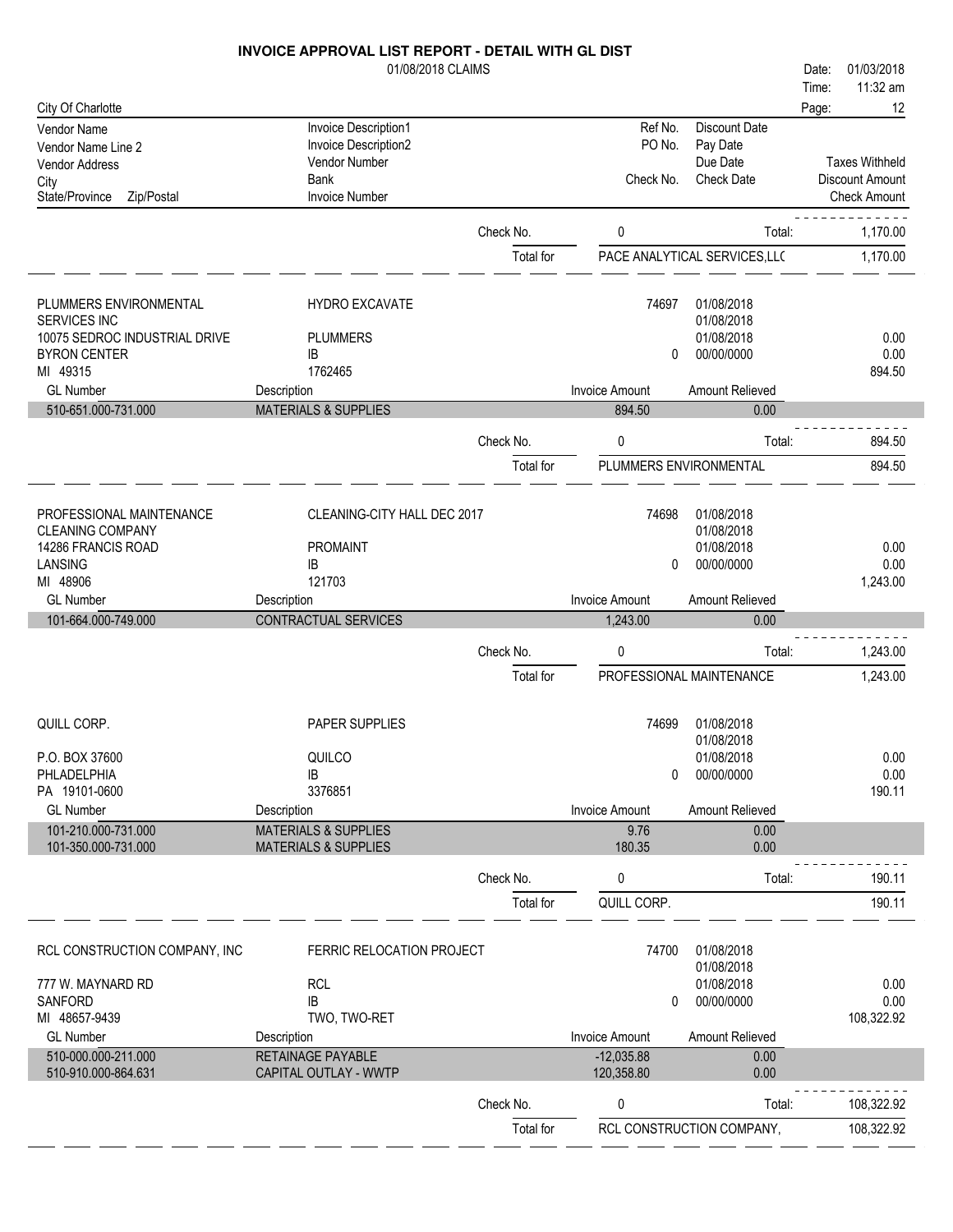# INVOICE APPROVAL LIST REPORT - DETAIL WITH GL DIST

01/08/2018 CLAIMS

Date: 01/03/2018
Time: 11:32 am

City Of Charlotte

| Vendor Name | Invoice Description1 | Ref No. | Discount Date | |
|---|---|---|---|---|
| Vendor Name Line 2 | Invoice Description2 | PO No. | Pay Date | |
| Vendor Address | Vendor Number | | Due Date | Taxes Withheld |
| City | Bank | Check No. | Check Date | Discount Amount |
| State/Province Zip/Postal | Invoice Number | | | Check Amount |

| | | Check No. | 0 | Total: | 1,170.00 |
|---|---|---|---|---|---|
| | | Total for | PACE ANALYTICAL SERVICES,LL( | | 1,170.00 |

---

| PLUMMERS ENVIRONMENTAL | HYDRO EXCAVATE | 74697 | 01/08/2018 | |
|---|---|---|---|---|
| SERVICES INC | | | 01/08/2018 | |
| 10075 SEDROC INDUSTRIAL DRIVE | PLUMMERS | | 01/08/2018 | 0.00 |
| BYRON CENTER | IB | 0 | 00/00/0000 | 0.00 |
| MI 49315 | 1762465 | | | 894.50 |

| GL Number | Description | Invoice Amount | Amount Relieved |
|---|---|---|---|
| 510-651.000-731.000 | MATERIALS & SUPPLIES | 894.50 | 0.00 |

| | | Check No. | 0 | Total: | 894.50 |
|---|---|---|---|---|---|
| | | Total for | PLUMMERS ENVIRONMENTAL | | 894.50 |

---

| PROFESSIONAL MAINTENANCE | CLEANING-CITY HALL DEC 2017 | 74698 | 01/08/2018 | |
|---|---|---|---|---|
| CLEANING COMPANY | | | 01/08/2018 | |
| 14286 FRANCIS ROAD | PROMAINT | | 01/08/2018 | 0.00 |
| LANSING | IB | 0 | 00/00/0000 | 0.00 |
| MI 48906 | 121703 | | | 1,243.00 |

| GL Number | Description | Invoice Amount | Amount Relieved |
|---|---|---|---|
| 101-664.000-749.000 | CONTRACTUAL SERVICES | 1,243.00 | 0.00 |

| | | Check No. | 0 | Total: | 1,243.00 |
|---|---|---|---|---|---|
| | | Total for | PROFESSIONAL MAINTENANCE | | 1,243.00 |

---

| QUILL CORP. | PAPER SUPPLIES | 74699 | 01/08/2018 | |
|---|---|---|---|---|
| | | | 01/08/2018 | |
| P.O. BOX 37600 | QUILCO | | 01/08/2018 | 0.00 |
| PHLADELPHIA | IB | 0 | 00/00/0000 | 0.00 |
| PA 19101-0600 | 3376851 | | | 190.11 |

| GL Number | Description | Invoice Amount | Amount Relieved |
|---|---|---|---|
| 101-210.000-731.000 | MATERIALS & SUPPLIES | 9.76 | 0.00 |
| 101-350.000-731.000 | MATERIALS & SUPPLIES | 180.35 | 0.00 |

| | | Check No. | 0 | Total: | 190.11 |
|---|---|---|---|---|---|
| | | Total for | QUILL CORP. | | 190.11 |

---

| RCL CONSTRUCTION COMPANY, INC | FERRIC RELOCATION PROJECT | 74700 | 01/08/2018 | |
|---|---|---|---|---|
| | | | 01/08/2018 | |
| 777 W. MAYNARD RD | RCL | | 01/08/2018 | 0.00 |
| SANFORD | IB | 0 | 00/00/0000 | 0.00 |
| MI 48657-9439 | TWO, TWO-RET | | | 108,322.92 |

| GL Number | Description | Invoice Amount | Amount Relieved |
|---|---|---|---|
| 510-000.000-211.000 | RETAINAGE PAYABLE | -12,035.88 | 0.00 |
| 510-910.000-864.631 | CAPITAL OUTLAY - WWTP | 120,358.80 | 0.00 |

| | | Check No. | 0 | Total: | 108,322.92 |
|---|---|---|---|---|---|
| | | Total for | RCL CONSTRUCTION COMPANY, | | 108,322.92 |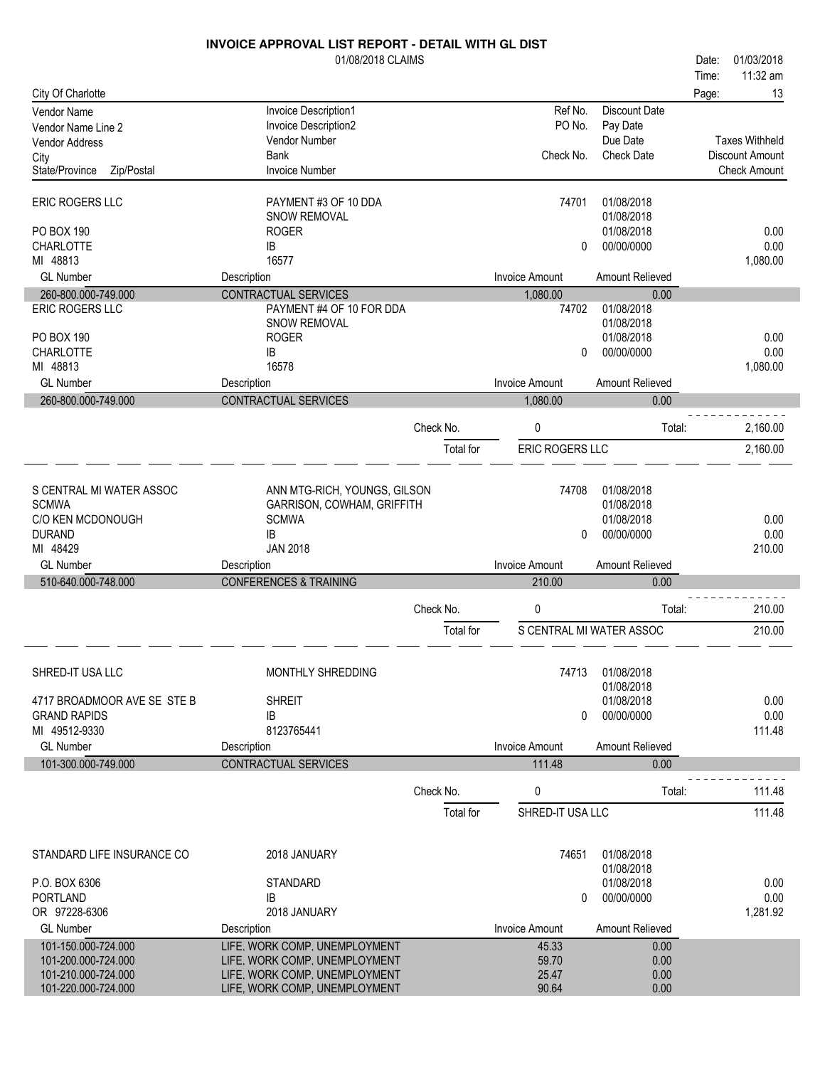# INVOICE APPROVAL LIST REPORT - DETAIL WITH GL DIST

01/08/2018 CLAIMS

Date: 01/03/2018
Time: 11:32 am

City Of Charlotte

| Vendor Name / Vendor Name Line 2 / Vendor Address / City / State/Province Zip/Postal | Invoice Description1 / Invoice Description2 / Vendor Number / Bank / Invoice Number | Ref No. / PO No. / Check No. | Discount Date / Pay Date / Due Date / Check Date | Taxes Withheld / Discount Amount / Check Amount |
|---|---|---|---|---|
| ERIC ROGERS LLC | PAYMENT #3 OF 10 DDA | 74701 | 01/08/2018 | |
| | SNOW REMOVAL | | 01/08/2018 | |
| PO BOX 190 | ROGER | | 01/08/2018 | 0.00 |
| CHARLOTTE | IB | 0 | 00/00/0000 | 0.00 |
| MI 48813 | 16577 | | | 1,080.00 |

| GL Number | Description | Invoice Amount | Amount Relieved |
|---|---|---|---|
| 260-800.000-749.000 | CONTRACTUAL SERVICES | 1,080.00 | 0.00 |

| Vendor | Invoice | Ref No. / Check No. | Dates | Amounts |
|---|---|---|---|---|
| ERIC ROGERS LLC | PAYMENT #4 OF 10 FOR DDA | 74702 | 01/08/2018 | |
| | SNOW REMOVAL | | 01/08/2018 | |
| PO BOX 190 | ROGER | | 01/08/2018 | 0.00 |
| CHARLOTTE | IB | 0 | 00/00/0000 | 0.00 |
| MI 48813 | 16578 | | | 1,080.00 |

| GL Number | Description | Invoice Amount | Amount Relieved |
|---|---|---|---|
| 260-800.000-749.000 | CONTRACTUAL SERVICES | 1,080.00 | 0.00 |

Check No. 0 Total: 2,160.00

Total for ERIC ROGERS LLC 2,160.00

| Vendor | Invoice | Ref No. / Check No. | Dates | Amounts |
|---|---|---|---|---|
| S CENTRAL MI WATER ASSOC | ANN MTG-RICH, YOUNGS, GILSON | 74708 | 01/08/2018 | |
| SCMWA | GARRISON, COWHAM, GRIFFITH | | 01/08/2018 | |
| C/O KEN MCDONOUGH | SCMWA | | 01/08/2018 | 0.00 |
| DURAND | IB | 0 | 00/00/0000 | 0.00 |
| MI 48429 | JAN 2018 | | | 210.00 |

| GL Number | Description | Invoice Amount | Amount Relieved |
|---|---|---|---|
| 510-640.000-748.000 | CONFERENCES & TRAINING | 210.00 | 0.00 |

Check No. 0 Total: 210.00

Total for S CENTRAL MI WATER ASSOC 210.00

| Vendor | Invoice | Ref No. / Check No. | Dates | Amounts |
|---|---|---|---|---|
| SHRED-IT USA LLC | MONTHLY SHREDDING | 74713 | 01/08/2018 | |
| | | | 01/08/2018 | |
| 4717 BROADMOOR AVE SE STE B | SHREIT | | 01/08/2018 | 0.00 |
| GRAND RAPIDS | IB | 0 | 00/00/0000 | 0.00 |
| MI 49512-9330 | 8123765441 | | | 111.48 |

| GL Number | Description | Invoice Amount | Amount Relieved |
|---|---|---|---|
| 101-300.000-749.000 | CONTRACTUAL SERVICES | 111.48 | 0.00 |

Check No. 0 Total: 111.48

Total for SHRED-IT USA LLC 111.48

| Vendor | Invoice | Ref No. / Check No. | Dates | Amounts |
|---|---|---|---|---|
| STANDARD LIFE INSURANCE CO | 2018 JANUARY | 74651 | 01/08/2018 | |
| | | | 01/08/2018 | |
| P.O. BOX 6306 | STANDARD | | 01/08/2018 | 0.00 |
| PORTLAND | IB | 0 | 00/00/0000 | 0.00 |
| OR 97228-6306 | 2018 JANUARY | | | 1,281.92 |

| GL Number | Description | Invoice Amount | Amount Relieved |
|---|---|---|---|
| 101-150.000-724.000 | LIFE, WORK COMP, UNEMPLOYMENT | 45.33 | 0.00 |
| 101-200.000-724.000 | LIFE, WORK COMP, UNEMPLOYMENT | 59.70 | 0.00 |
| 101-210.000-724.000 | LIFE, WORK COMP, UNEMPLOYMENT | 25.47 | 0.00 |
| 101-220.000-724.000 | LIFE, WORK COMP, UNEMPLOYMENT | 90.64 | 0.00 |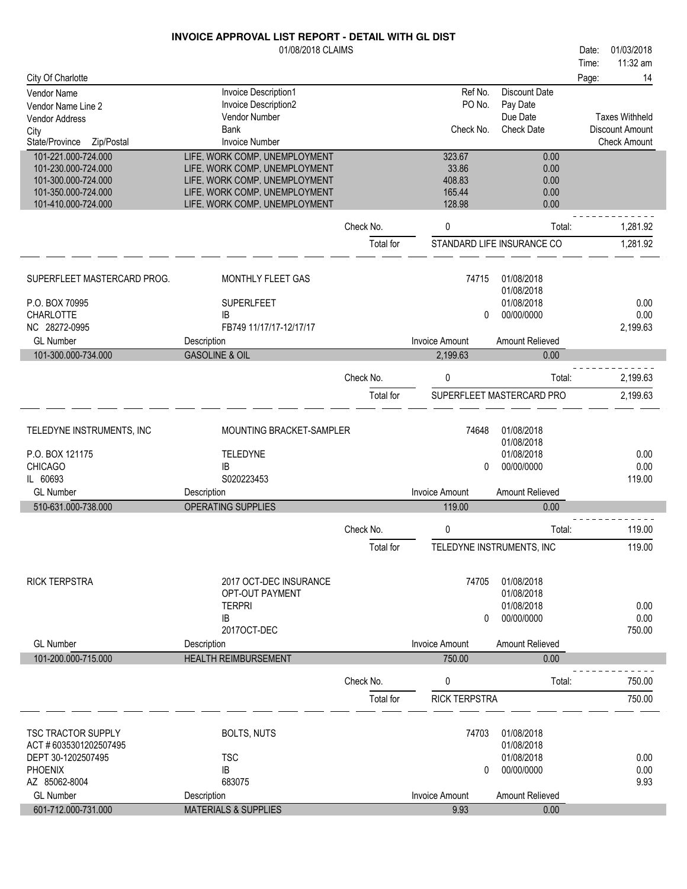# INVOICE APPROVAL LIST REPORT - DETAIL WITH GL DIST

01/08/2018 CLAIMS

Date: 01/03/2018
Time: 11:32 am

City Of Charlotte

| Vendor Name / Vendor Name Line 2 / Vendor Address / City / State/Province Zip/Postal | Invoice Description1 / Invoice Description2 / Vendor Number / Bank / Invoice Number | Ref No. / PO No. / Check No. | Discount Date / Pay Date / Due Date / Check Date | Taxes Withheld / Discount Amount / Check Amount |
|---|---|---|---|---|
| 101-221.000-724.000 | LIFE, WORK COMP, UNEMPLOYMENT | 323.67 | 0.00 | |
| 101-230.000-724.000 | LIFE, WORK COMP, UNEMPLOYMENT | 33.86 | 0.00 | |
| 101-300.000-724.000 | LIFE, WORK COMP, UNEMPLOYMENT | 408.83 | 0.00 | |
| 101-350.000-724.000 | LIFE, WORK COMP, UNEMPLOYMENT | 165.44 | 0.00 | |
| 101-410.000-724.000 | LIFE, WORK COMP, UNEMPLOYMENT | 128.98 | 0.00 | |
| | Check No. | 0 | Total: | 1,281.92 |
| | Total for | STANDARD LIFE INSURANCE CO | | 1,281.92 |

| | | | | |
|---|---|---|---|---|
| SUPERFLEET MASTERCARD PROG. | MONTHLY FLEET GAS | 74715 | 01/08/2018 | |
| | | | 01/08/2018 | |
| P.O. BOX 70995 | SUPERLFEET | | 01/08/2018 | 0.00 |
| CHARLOTTE | IB | 0 | 00/00/0000 | 0.00 |
| NC 28272-0995 | FB749 11/17/17-12/17/17 | | | 2,199.63 |
| **GL Number** | **Description** | **Invoice Amount** | **Amount Relieved** | |
| 101-300.000-734.000 | GASOLINE & OIL | 2,199.63 | 0.00 | |
| | Check No. | 0 | Total: | 2,199.63 |
| | Total for | SUPERFLEET MASTERCARD PRO | | 2,199.63 |

| | | | | |
|---|---|---|---|---|
| TELEDYNE INSTRUMENTS, INC | MOUNTING BRACKET-SAMPLER | 74648 | 01/08/2018 | |
| | | | 01/08/2018 | |
| P.O. BOX 121175 | TELEDYNE | | 01/08/2018 | 0.00 |
| CHICAGO | IB | 0 | 00/00/0000 | 0.00 |
| IL 60693 | S020223453 | | | 119.00 |
| **GL Number** | **Description** | **Invoice Amount** | **Amount Relieved** | |
| 510-631.000-738.000 | OPERATING SUPPLIES | 119.00 | 0.00 | |
| | Check No. | 0 | Total: | 119.00 |
| | Total for | TELEDYNE INSTRUMENTS, INC | | 119.00 |

| | | | | |
|---|---|---|---|---|
| RICK TERPSTRA | 2017 OCT-DEC INSURANCE | 74705 | 01/08/2018 | |
| | OPT-OUT PAYMENT | | 01/08/2018 | |
| | TERPRI | | 01/08/2018 | 0.00 |
| | IB | 0 | 00/00/0000 | 0.00 |
| | 2017OCT-DEC | | | 750.00 |
| **GL Number** | **Description** | **Invoice Amount** | **Amount Relieved** | |
| 101-200.000-715.000 | HEALTH REIMBURSEMENT | 750.00 | 0.00 | |
| | Check No. | 0 | Total: | 750.00 |
| | Total for | RICK TERPSTRA | | 750.00 |

| | | | | |
|---|---|---|---|---|
| TSC TRACTOR SUPPLY | BOLTS, NUTS | 74703 | 01/08/2018 | |
| ACT # 6035301202507495 | | | 01/08/2018 | |
| DEPT 30-1202507495 | TSC | | 01/08/2018 | 0.00 |
| PHOENIX | IB | 0 | 00/00/0000 | 0.00 |
| AZ 85062-8004 | 683075 | | | 9.93 |
| **GL Number** | **Description** | **Invoice Amount** | **Amount Relieved** | |
| 601-712.000-731.000 | MATERIALS & SUPPLIES | 9.93 | 0.00 | |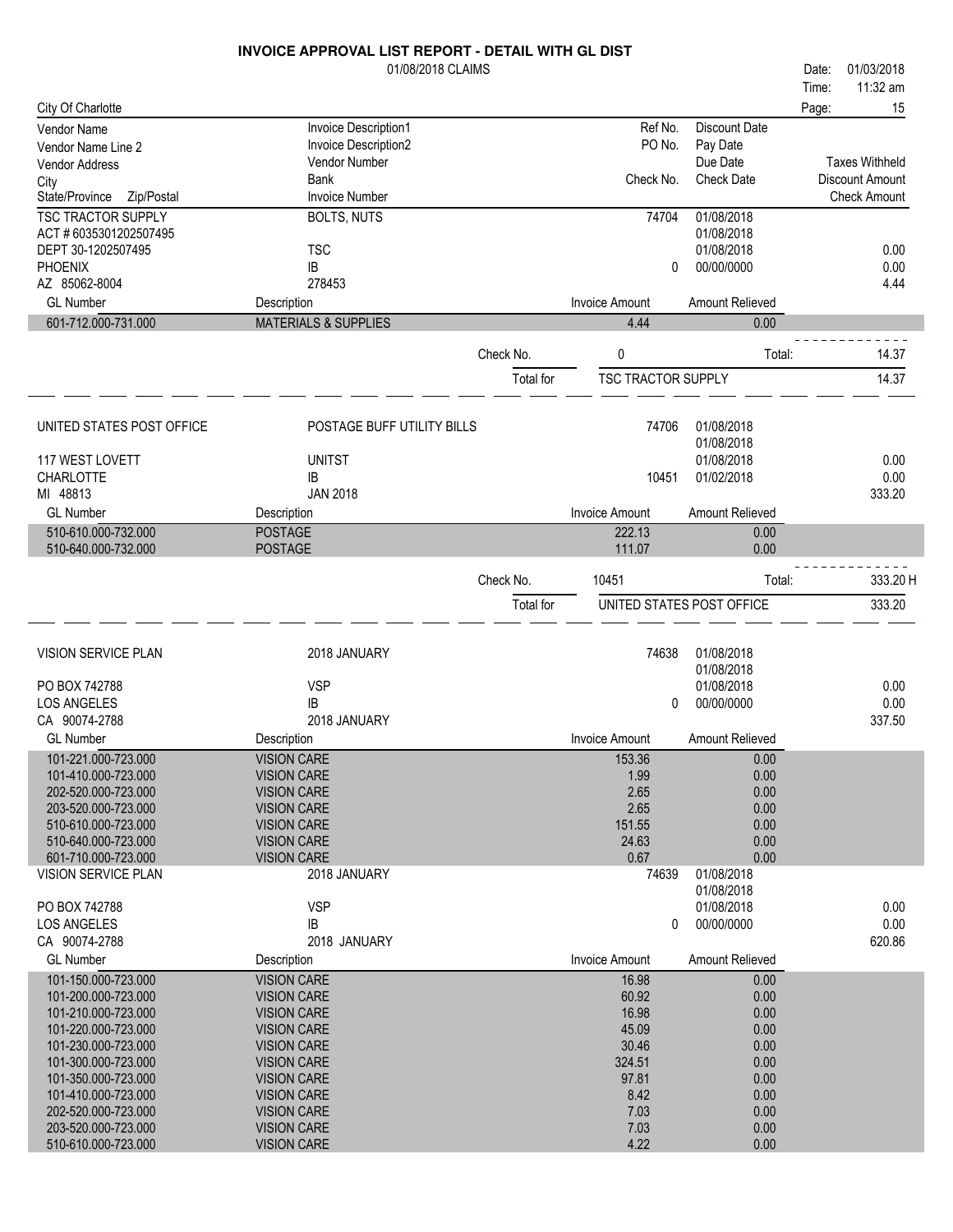# INVOICE APPROVAL LIST REPORT - DETAIL WITH GL DIST

01/08/2018 CLAIMS

Date: 01/03/2018
Time: 11:32 am

City Of Charlotte

| Vendor Name / Vendor Name Line 2 / Vendor Address / City / State/Province Zip/Postal | Invoice Description1 / Invoice Description2 / Vendor Number / Bank / Invoice Number | Ref No. / PO No. / Check No. | Discount Date / Pay Date / Due Date / Check Date | Taxes Withheld / Discount Amount / Check Amount |
|---|---|---|---|---|
| TSC TRACTOR SUPPLY<br>ACT # 6035301202507495<br>DEPT 30-1202507495<br>PHOENIX<br>AZ 85062-8004 | BOLTS, NUTS<br><br>TSC<br>IB<br>278453 | 74704<br><br><br>0 | 01/08/2018<br>01/08/2018<br>01/08/2018<br>00/00/0000 | <br><br>0.00<br>0.00<br>4.44 |

| GL Number | Description | Invoice Amount | Amount Relieved |
|---|---|---|---|
| 601-712.000-731.000 | MATERIALS & SUPPLIES | 4.44 | 0.00 |

Check No. 0 Total: 14.37

Total for TSC TRACTOR SUPPLY 14.37

| Vendor | Invoice | Ref/Check No. | Dates | Amounts |
|---|---|---|---|---|
| UNITED STATES POST OFFICE<br><br>117 WEST LOVETT<br>CHARLOTTE<br>MI 48813 | POSTAGE BUFF UTILITY BILLS<br><br>UNITST<br>IB<br>JAN 2018 | 74706<br><br><br>10451 | 01/08/2018<br>01/08/2018<br>01/08/2018<br>01/02/2018 | <br><br>0.00<br>0.00<br>333.20 |

| GL Number | Description | Invoice Amount | Amount Relieved |
|---|---|---|---|
| 510-610.000-732.000 | POSTAGE | 222.13 | 0.00 |
| 510-640.000-732.000 | POSTAGE | 111.07 | 0.00 |

Check No. 10451 Total: 333.20 H

Total for UNITED STATES POST OFFICE 333.20

| Vendor | Invoice | Ref/Check No. | Dates | Amounts |
|---|---|---|---|---|
| VISION SERVICE PLAN<br><br>PO BOX 742788<br>LOS ANGELES<br>CA 90074-2788 | 2018 JANUARY<br><br>VSP<br>IB<br>2018 JANUARY | 74638<br><br><br>0 | 01/08/2018<br>01/08/2018<br>01/08/2018<br>00/00/0000 | <br><br>0.00<br>0.00<br>337.50 |

| GL Number | Description | Invoice Amount | Amount Relieved |
|---|---|---|---|
| 101-221.000-723.000 | VISION CARE | 153.36 | 0.00 |
| 101-410.000-723.000 | VISION CARE | 1.99 | 0.00 |
| 202-520.000-723.000 | VISION CARE | 2.65 | 0.00 |
| 203-520.000-723.000 | VISION CARE | 2.65 | 0.00 |
| 510-610.000-723.000 | VISION CARE | 151.55 | 0.00 |
| 510-640.000-723.000 | VISION CARE | 24.63 | 0.00 |
| 601-710.000-723.000 | VISION CARE | 0.67 | 0.00 |

| Vendor | Invoice | Ref/Check No. | Dates | Amounts |
|---|---|---|---|---|
| VISION SERVICE PLAN<br><br>PO BOX 742788<br>LOS ANGELES<br>CA 90074-2788 | 2018 JANUARY<br><br>VSP<br>IB<br>2018 JANUARY | 74639<br><br><br>0 | 01/08/2018<br>01/08/2018<br>01/08/2018<br>00/00/0000 | <br><br>0.00<br>0.00<br>620.86 |

| GL Number | Description | Invoice Amount | Amount Relieved |
|---|---|---|---|
| 101-150.000-723.000 | VISION CARE | 16.98 | 0.00 |
| 101-200.000-723.000 | VISION CARE | 60.92 | 0.00 |
| 101-210.000-723.000 | VISION CARE | 16.98 | 0.00 |
| 101-220.000-723.000 | VISION CARE | 45.09 | 0.00 |
| 101-230.000-723.000 | VISION CARE | 30.46 | 0.00 |
| 101-300.000-723.000 | VISION CARE | 324.51 | 0.00 |
| 101-350.000-723.000 | VISION CARE | 97.81 | 0.00 |
| 101-410.000-723.000 | VISION CARE | 8.42 | 0.00 |
| 202-520.000-723.000 | VISION CARE | 7.03 | 0.00 |
| 203-520.000-723.000 | VISION CARE | 7.03 | 0.00 |
| 510-610.000-723.000 | VISION CARE | 4.22 | 0.00 |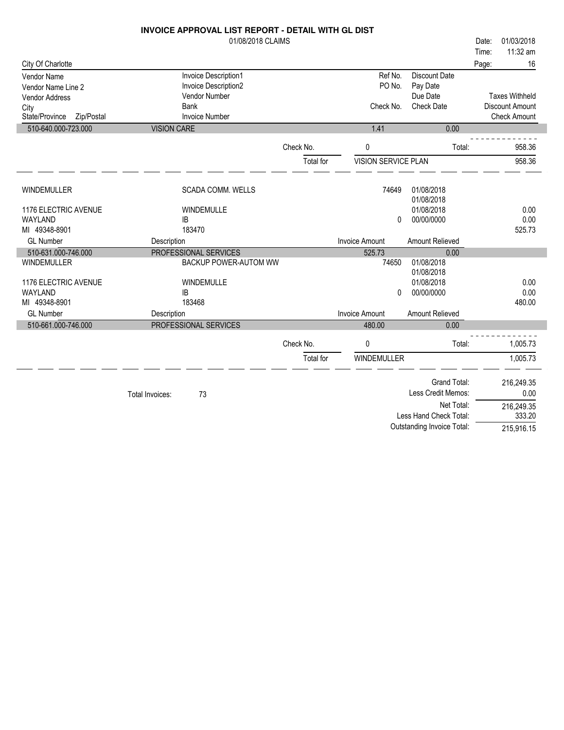# INVOICE APPROVAL LIST REPORT - DETAIL WITH GL DIST

01/08/2018 CLAIMS

Date: 01/03/2018
Time: 11:32 am

City Of Charlotte

| Vendor Name / Vendor Name Line 2 / Vendor Address / City / State/Province Zip/Postal | Invoice Description1 / Invoice Description2 / Vendor Number / Bank / Invoice Number | Ref No. / PO No. / Check No. | Discount Date / Pay Date / Due Date / Check Date | Taxes Withheld / Discount Amount / Check Amount |
|---|---|---|---|---|
| 510-640.000-723.000 | VISION CARE | 1.41 | 0.00 | |
| | Check No. | 0 | Total: | 958.36 |
| | Total for | VISION SERVICE PLAN | | 958.36 |
| WINDEMULLER | SCADA COMM. WELLS | 74649 | 01/08/2018 | |
| | | | 01/08/2018 | |
| 1176 ELECTRIC AVENUE | WINDEMULLE | | 01/08/2018 | 0.00 |
| WAYLAND | IB | 0 | 00/00/0000 | 0.00 |
| MI 49348-8901 | 183470 | | | 525.73 |
| GL Number | Description | Invoice Amount | Amount Relieved | |
| 510-631.000-746.000 | PROFESSIONAL SERVICES | 525.73 | 0.00 | |
| WINDEMULLER | BACKUP POWER-AUTOM WW | 74650 | 01/08/2018 | |
| | | | 01/08/2018 | |
| 1176 ELECTRIC AVENUE | WINDEMULLE | | 01/08/2018 | 0.00 |
| WAYLAND | IB | 0 | 00/00/0000 | 0.00 |
| MI 49348-8901 | 183468 | | | 480.00 |
| GL Number | Description | Invoice Amount | Amount Relieved | |
| 510-661.000-746.000 | PROFESSIONAL SERVICES | 480.00 | 0.00 | |
| | Check No. | 0 | Total: | 1,005.73 |
| | Total for | WINDEMULLER | | 1,005.73 |

Total Invoices: 73

| | |
|---|---|
| Grand Total: | 216,249.35 |
| Less Credit Memos: | 0.00 |
| Net Total: | 216,249.35 |
| Less Hand Check Total: | 333.20 |
| Outstanding Invoice Total: | 215,916.15 |